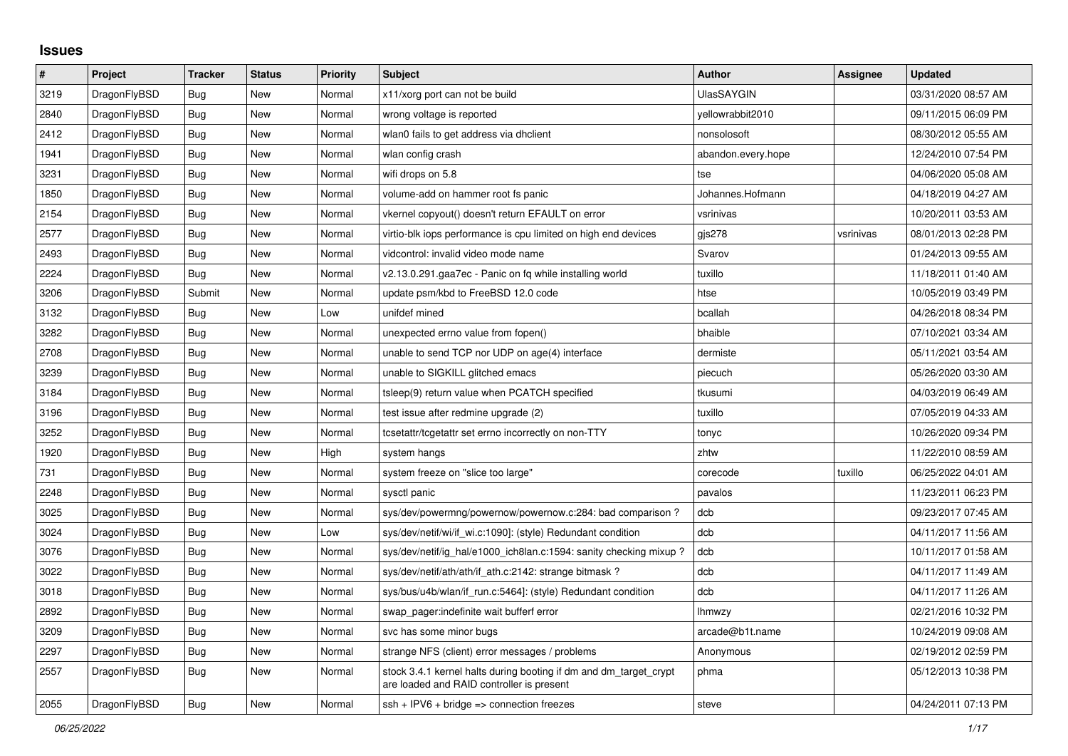# Issues

| # | Project | Tracker | Status | Priority | Subject | Author | Assignee | Updated |
|---|---|---|---|---|---|---|---|---|
| 3219 | DragonFlyBSD | Bug | New | Normal | x11/xorg port can not be build | UlasSAYGIN | | 03/31/2020 08:57 AM |
| 2840 | DragonFlyBSD | Bug | New | Normal | wrong voltage is reported | yellowrabbit2010 | | 09/11/2015 06:09 PM |
| 2412 | DragonFlyBSD | Bug | New | Normal | wlan0 fails to get address via dhclient | nonsolosoft | | 08/30/2012 05:55 AM |
| 1941 | DragonFlyBSD | Bug | New | Normal | wlan config crash | abandon.every.hope | | 12/24/2010 07:54 PM |
| 3231 | DragonFlyBSD | Bug | New | Normal | wifi drops on 5.8 | tse | | 04/06/2020 05:08 AM |
| 1850 | DragonFlyBSD | Bug | New | Normal | volume-add on hammer root fs panic | Johannes.Hofmann | | 04/18/2019 04:27 AM |
| 2154 | DragonFlyBSD | Bug | New | Normal | vkernel copyout() doesn't return EFAULT on error | vsrinivas | | 10/20/2011 03:53 AM |
| 2577 | DragonFlyBSD | Bug | New | Normal | virtio-blk iops performance is cpu limited on high end devices | gjs278 | vsrinivas | 08/01/2013 02:28 PM |
| 2493 | DragonFlyBSD | Bug | New | Normal | vidcontrol: invalid video mode name | Svarov | | 01/24/2013 09:55 AM |
| 2224 | DragonFlyBSD | Bug | New | Normal | v2.13.0.291.gaa7ec - Panic on fq while installing world | tuxillo | | 11/18/2011 01:40 AM |
| 3206 | DragonFlyBSD | Submit | New | Normal | update psm/kbd to FreeBSD 12.0 code | htse | | 10/05/2019 03:49 PM |
| 3132 | DragonFlyBSD | Bug | New | Low | unifdef mined | bcallah | | 04/26/2018 08:34 PM |
| 3282 | DragonFlyBSD | Bug | New | Normal | unexpected errno value from fopen() | bhaible | | 07/10/2021 03:34 AM |
| 2708 | DragonFlyBSD | Bug | New | Normal | unable to send TCP nor UDP on age(4) interface | dermiste | | 05/11/2021 03:54 AM |
| 3239 | DragonFlyBSD | Bug | New | Normal | unable to SIGKILL glitched emacs | piecuch | | 05/26/2020 03:30 AM |
| 3184 | DragonFlyBSD | Bug | New | Normal | tsleep(9) return value when PCATCH specified | tkusumi | | 04/03/2019 06:49 AM |
| 3196 | DragonFlyBSD | Bug | New | Normal | test issue after redmine upgrade (2) | tuxillo | | 07/05/2019 04:33 AM |
| 3252 | DragonFlyBSD | Bug | New | Normal | tcsetattr/tcgetattr set errno incorrectly on non-TTY | tonyc | | 10/26/2020 09:34 PM |
| 1920 | DragonFlyBSD | Bug | New | High | system hangs | zhtw | | 11/22/2010 08:59 AM |
| 731 | DragonFlyBSD | Bug | New | Normal | system freeze on "slice too large" | corecode | tuxillo | 06/25/2022 04:01 AM |
| 2248 | DragonFlyBSD | Bug | New | Normal | sysctl panic | pavalos | | 11/23/2011 06:23 PM |
| 3025 | DragonFlyBSD | Bug | New | Normal | sys/dev/powermng/powernow/powernow.c:284: bad comparison ? | dcb | | 09/23/2017 07:45 AM |
| 3024 | DragonFlyBSD | Bug | New | Low | sys/dev/netif/wi/if_wi.c:1090]: (style) Redundant condition | dcb | | 04/11/2017 11:56 AM |
| 3076 | DragonFlyBSD | Bug | New | Normal | sys/dev/netif/ig_hal/e1000_ich8lan.c:1594: sanity checking mixup ? | dcb | | 10/11/2017 01:58 AM |
| 3022 | DragonFlyBSD | Bug | New | Normal | sys/dev/netif/ath/ath/if_ath.c:2142: strange bitmask ? | dcb | | 04/11/2017 11:49 AM |
| 3018 | DragonFlyBSD | Bug | New | Normal | sys/bus/u4b/wlan/if_run.c:5464]: (style) Redundant condition | dcb | | 04/11/2017 11:26 AM |
| 2892 | DragonFlyBSD | Bug | New | Normal | swap_pager:indefinite wait bufferf error | lhmwzy | | 02/21/2016 10:32 PM |
| 3209 | DragonFlyBSD | Bug | New | Normal | svc has some minor bugs | arcade@b1t.name | | 10/24/2019 09:08 AM |
| 2297 | DragonFlyBSD | Bug | New | Normal | strange NFS (client) error messages / problems | Anonymous | | 02/19/2012 02:59 PM |
| 2557 | DragonFlyBSD | Bug | New | Normal | stock 3.4.1 kernel halts during booting if dm and dm_target_crypt are loaded and RAID controller is present | phma | | 05/12/2013 10:38 PM |
| 2055 | DragonFlyBSD | Bug | New | Normal | ssh + IPV6 + bridge => connection freezes | steve | | 04/24/2011 07:13 PM |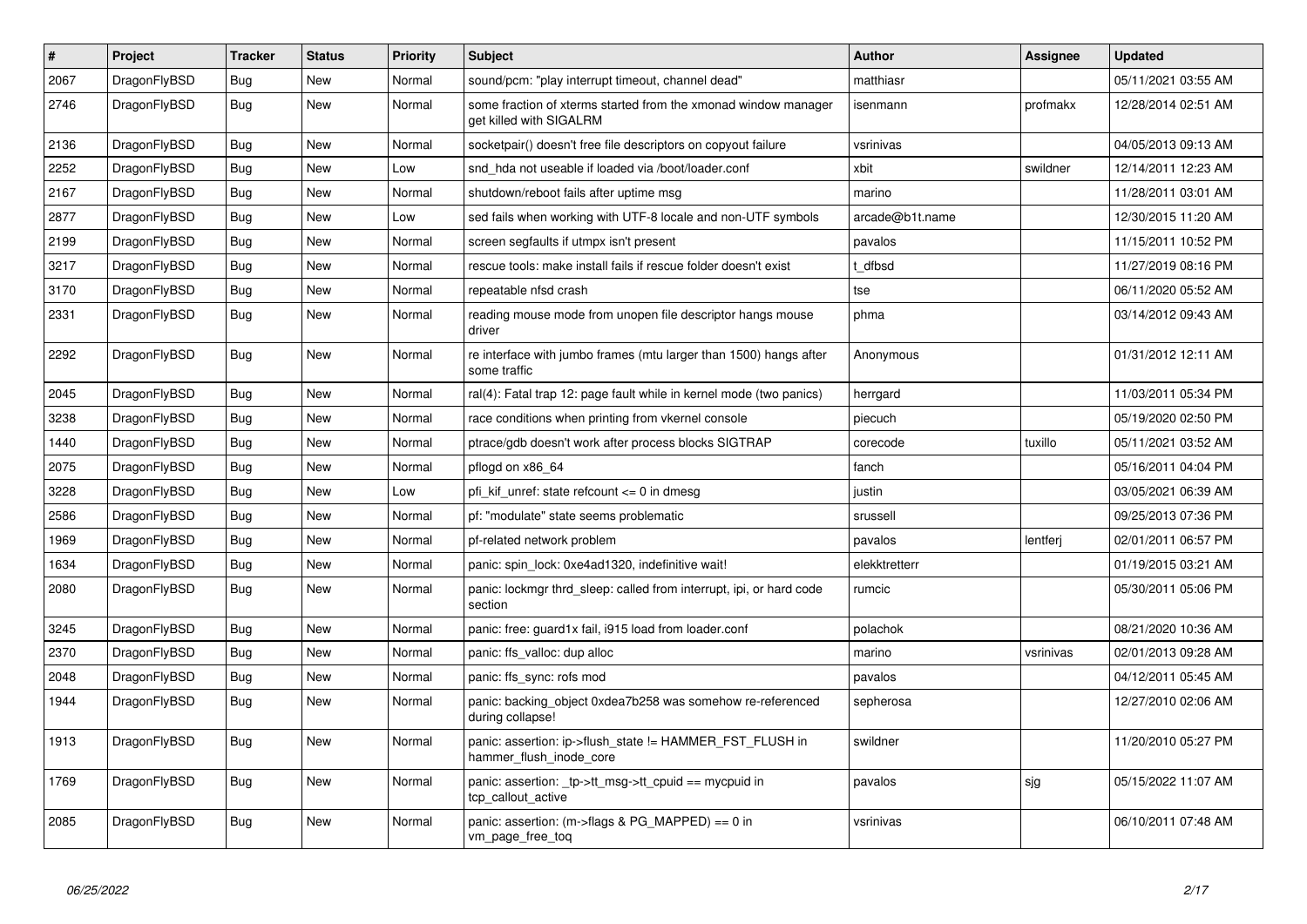| # | Project | Tracker | Status | Priority | Subject | Author | Assignee | Updated |
|---|---|---|---|---|---|---|---|---|
| 2067 | DragonFlyBSD | Bug | New | Normal | sound/pcm: "play interrupt timeout, channel dead" | matthiasr | | 05/11/2021 03:55 AM |
| 2746 | DragonFlyBSD | Bug | New | Normal | some fraction of xterms started from the xmonad window manager get killed with SIGALRM | isenmann | profmakx | 12/28/2014 02:51 AM |
| 2136 | DragonFlyBSD | Bug | New | Normal | socketpair() doesn't free file descriptors on copyout failure | vsrinivas | | 04/05/2013 09:13 AM |
| 2252 | DragonFlyBSD | Bug | New | Low | snd_hda not useable if loaded via /boot/loader.conf | xbit | swildner | 12/14/2011 12:23 AM |
| 2167 | DragonFlyBSD | Bug | New | Normal | shutdown/reboot fails after uptime msg | marino | | 11/28/2011 03:01 AM |
| 2877 | DragonFlyBSD | Bug | New | Low | sed fails when working with UTF-8 locale and non-UTF symbols | arcade@b1t.name | | 12/30/2015 11:20 AM |
| 2199 | DragonFlyBSD | Bug | New | Normal | screen segfaults if utmpx isn't present | pavalos | | 11/15/2011 10:52 PM |
| 3217 | DragonFlyBSD | Bug | New | Normal | rescue tools: make install fails if rescue folder doesn't exist | t_dfbsd | | 11/27/2019 08:16 PM |
| 3170 | DragonFlyBSD | Bug | New | Normal | repeatable nfsd crash | tse | | 06/11/2020 05:52 AM |
| 2331 | DragonFlyBSD | Bug | New | Normal | reading mouse mode from unopen file descriptor hangs mouse driver | phma | | 03/14/2012 09:43 AM |
| 2292 | DragonFlyBSD | Bug | New | Normal | re interface with jumbo frames (mtu larger than 1500) hangs after some traffic | Anonymous | | 01/31/2012 12:11 AM |
| 2045 | DragonFlyBSD | Bug | New | Normal | ral(4): Fatal trap 12: page fault while in kernel mode (two panics) | herrgard | | 11/03/2011 05:34 PM |
| 3238 | DragonFlyBSD | Bug | New | Normal | race conditions when printing from vkernel console | piecuch | | 05/19/2020 02:50 PM |
| 1440 | DragonFlyBSD | Bug | New | Normal | ptrace/gdb doesn't work after process blocks SIGTRAP | corecode | tuxillo | 05/11/2021 03:52 AM |
| 2075 | DragonFlyBSD | Bug | New | Normal | pflogd on x86_64 | fanch | | 05/16/2011 04:04 PM |
| 3228 | DragonFlyBSD | Bug | New | Low | pfi_kif_unref: state refcount <= 0 in dmesg | justin | | 03/05/2021 06:39 AM |
| 2586 | DragonFlyBSD | Bug | New | Normal | pf: "modulate" state seems problematic | srussell | | 09/25/2013 07:36 PM |
| 1969 | DragonFlyBSD | Bug | New | Normal | pf-related network problem | pavalos | lentferj | 02/01/2011 06:57 PM |
| 1634 | DragonFlyBSD | Bug | New | Normal | panic: spin_lock: 0xe4ad1320, indefinitive wait! | elekktretterr | | 01/19/2015 03:21 AM |
| 2080 | DragonFlyBSD | Bug | New | Normal | panic: lockmgr thrd_sleep: called from interrupt, ipi, or hard code section | rumcic | | 05/30/2011 05:06 PM |
| 3245 | DragonFlyBSD | Bug | New | Normal | panic: free: guard1x fail, i915 load from loader.conf | polachok | | 08/21/2020 10:36 AM |
| 2370 | DragonFlyBSD | Bug | New | Normal | panic: ffs_valloc: dup alloc | marino | vsrinivas | 02/01/2013 09:28 AM |
| 2048 | DragonFlyBSD | Bug | New | Normal | panic: ffs_sync: rofs mod | pavalos | | 04/12/2011 05:45 AM |
| 1944 | DragonFlyBSD | Bug | New | Normal | panic: backing_object 0xdea7b258 was somehow re-referenced during collapse! | sepherosa | | 12/27/2010 02:06 AM |
| 1913 | DragonFlyBSD | Bug | New | Normal | panic: assertion: ip->flush_state != HAMMER_FST_FLUSH in hammer_flush_inode_core | swildner | | 11/20/2010 05:27 PM |
| 1769 | DragonFlyBSD | Bug | New | Normal | panic: assertion: _tp->tt_msg->tt_cpuid == mycpuid in tcp_callout_active | pavalos | sjg | 05/15/2022 11:07 AM |
| 2085 | DragonFlyBSD | Bug | New | Normal | panic: assertion: (m->flags & PG_MAPPED) == 0 in vm_page_free_toq | vsrinivas | | 06/10/2011 07:48 AM |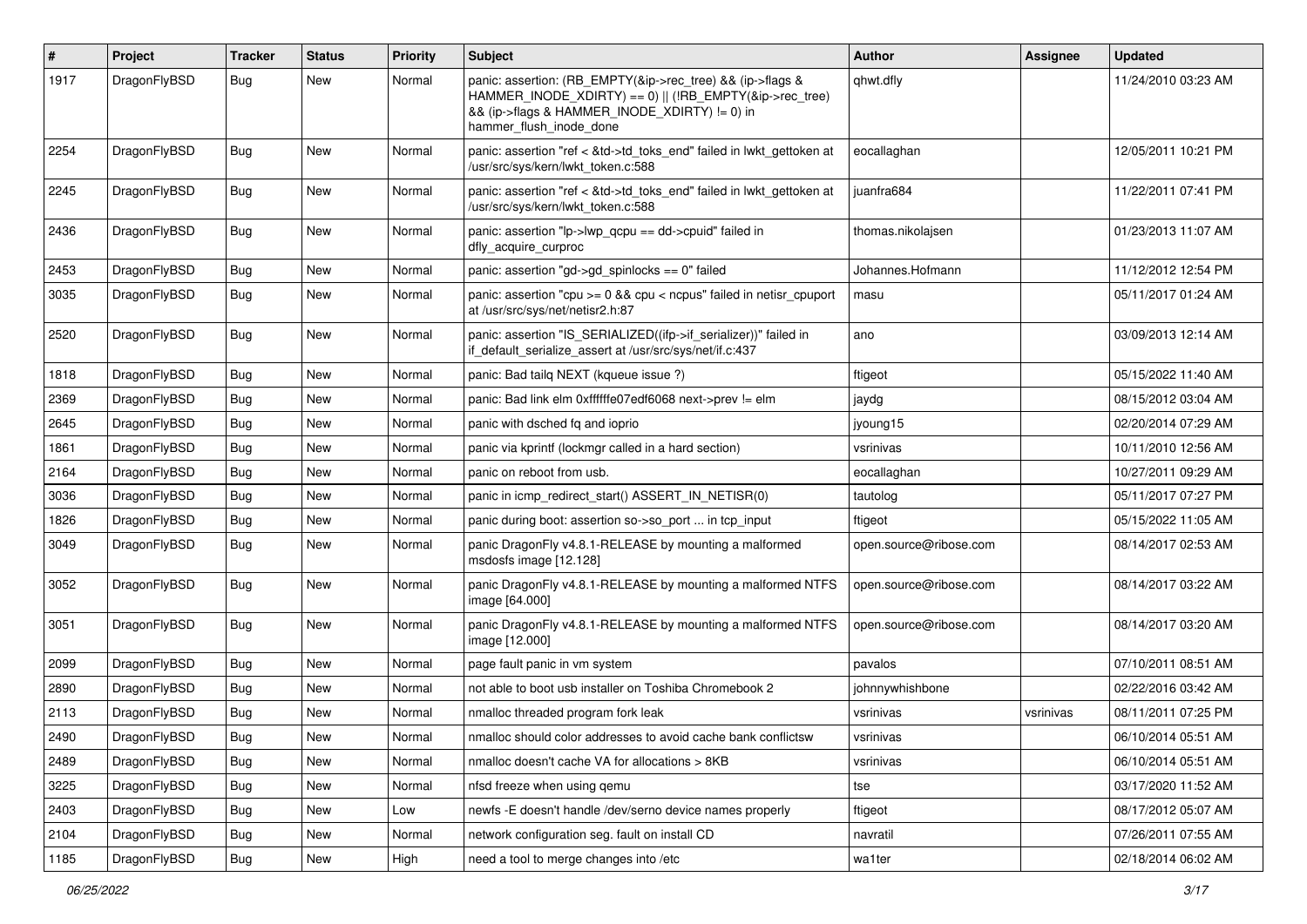| # | Project | Tracker | Status | Priority | Subject | Author | Assignee | Updated |
|---|---|---|---|---|---|---|---|---|
| 1917 | DragonFlyBSD | Bug | New | Normal | panic: assertion: (RB_EMPTY(&ip->rec_tree) && (ip->flags & HAMMER_INODE_XDIRTY) == 0) \|\| (!RB_EMPTY(&ip->rec_tree) && (ip->flags & HAMMER_INODE_XDIRTY) != 0) in hammer_flush_inode_done | qhwt.dfly | | 11/24/2010 03:23 AM |
| 2254 | DragonFlyBSD | Bug | New | Normal | panic: assertion "ref < &td->td_toks_end" failed in lwkt_gettoken at /usr/src/sys/kern/lwkt_token.c:588 | eocallaghan | | 12/05/2011 10:21 PM |
| 2245 | DragonFlyBSD | Bug | New | Normal | panic: assertion "ref < &td->td_toks_end" failed in lwkt_gettoken at /usr/src/sys/kern/lwkt_token.c:588 | juanfra684 | | 11/22/2011 07:41 PM |
| 2436 | DragonFlyBSD | Bug | New | Normal | panic: assertion "lp->lwp_qcpu == dd->cpuid" failed in dfly_acquire_curproc | thomas.nikolajsen | | 01/23/2013 11:07 AM |
| 2453 | DragonFlyBSD | Bug | New | Normal | panic: assertion "gd->gd_spinlocks == 0" failed | Johannes.Hofmann | | 11/12/2012 12:54 PM |
| 3035 | DragonFlyBSD | Bug | New | Normal | panic: assertion "cpu >= 0 && cpu < ncpus" failed in netisr_cpuport at /usr/src/sys/net/netisr2.h:87 | masu | | 05/11/2017 01:24 AM |
| 2520 | DragonFlyBSD | Bug | New | Normal | panic: assertion "IS_SERIALIZED((ifp->if_serializer))" failed in if_default_serialize_assert at /usr/src/sys/net/if.c:437 | ano | | 03/09/2013 12:14 AM |
| 1818 | DragonFlyBSD | Bug | New | Normal | panic: Bad tailq NEXT (kqueue issue ?) | ftigeot | | 05/15/2022 11:40 AM |
| 2369 | DragonFlyBSD | Bug | New | Normal | panic: Bad link elm 0xffffffe07edf6068 next->prev != elm | jaydg | | 08/15/2012 03:04 AM |
| 2645 | DragonFlyBSD | Bug | New | Normal | panic with dsched fq and ioprio | jyoung15 | | 02/20/2014 07:29 AM |
| 1861 | DragonFlyBSD | Bug | New | Normal | panic via kprintf (lockmgr called in a hard section) | vsrinivas | | 10/11/2010 12:56 AM |
| 2164 | DragonFlyBSD | Bug | New | Normal | panic on reboot from usb. | eocallaghan | | 10/27/2011 09:29 AM |
| 3036 | DragonFlyBSD | Bug | New | Normal | panic in icmp_redirect_start() ASSERT_IN_NETISR(0) | tautolog | | 05/11/2017 07:27 PM |
| 1826 | DragonFlyBSD | Bug | New | Normal | panic during boot: assertion so->so_port ... in tcp_input | ftigeot | | 05/15/2022 11:05 AM |
| 3049 | DragonFlyBSD | Bug | New | Normal | panic DragonFly v4.8.1-RELEASE by mounting a malformed msdosfs image [12.128] | open.source@ribose.com | | 08/14/2017 02:53 AM |
| 3052 | DragonFlyBSD | Bug | New | Normal | panic DragonFly v4.8.1-RELEASE by mounting a malformed NTFS image [64.000] | open.source@ribose.com | | 08/14/2017 03:22 AM |
| 3051 | DragonFlyBSD | Bug | New | Normal | panic DragonFly v4.8.1-RELEASE by mounting a malformed NTFS image [12.000] | open.source@ribose.com | | 08/14/2017 03:20 AM |
| 2099 | DragonFlyBSD | Bug | New | Normal | page fault panic in vm system | pavalos | | 07/10/2011 08:51 AM |
| 2890 | DragonFlyBSD | Bug | New | Normal | not able to boot usb installer on Toshiba Chromebook 2 | johnnywhishbone | | 02/22/2016 03:42 AM |
| 2113 | DragonFlyBSD | Bug | New | Normal | nmalloc threaded program fork leak | vsrinivas | vsrinivas | 08/11/2011 07:25 PM |
| 2490 | DragonFlyBSD | Bug | New | Normal | nmalloc should color addresses to avoid cache bank conflictsw | vsrinivas | | 06/10/2014 05:51 AM |
| 2489 | DragonFlyBSD | Bug | New | Normal | nmalloc doesn't cache VA for allocations > 8KB | vsrinivas | | 06/10/2014 05:51 AM |
| 3225 | DragonFlyBSD | Bug | New | Normal | nfsd freeze when using qemu | tse | | 03/17/2020 11:52 AM |
| 2403 | DragonFlyBSD | Bug | New | Low | newfs -E doesn't handle /dev/serno device names properly | ftigeot | | 08/17/2012 05:07 AM |
| 2104 | DragonFlyBSD | Bug | New | Normal | network configuration seg. fault on install CD | navratil | | 07/26/2011 07:55 AM |
| 1185 | DragonFlyBSD | Bug | New | High | need a tool to merge changes into /etc | wa1ter | | 02/18/2014 06:02 AM |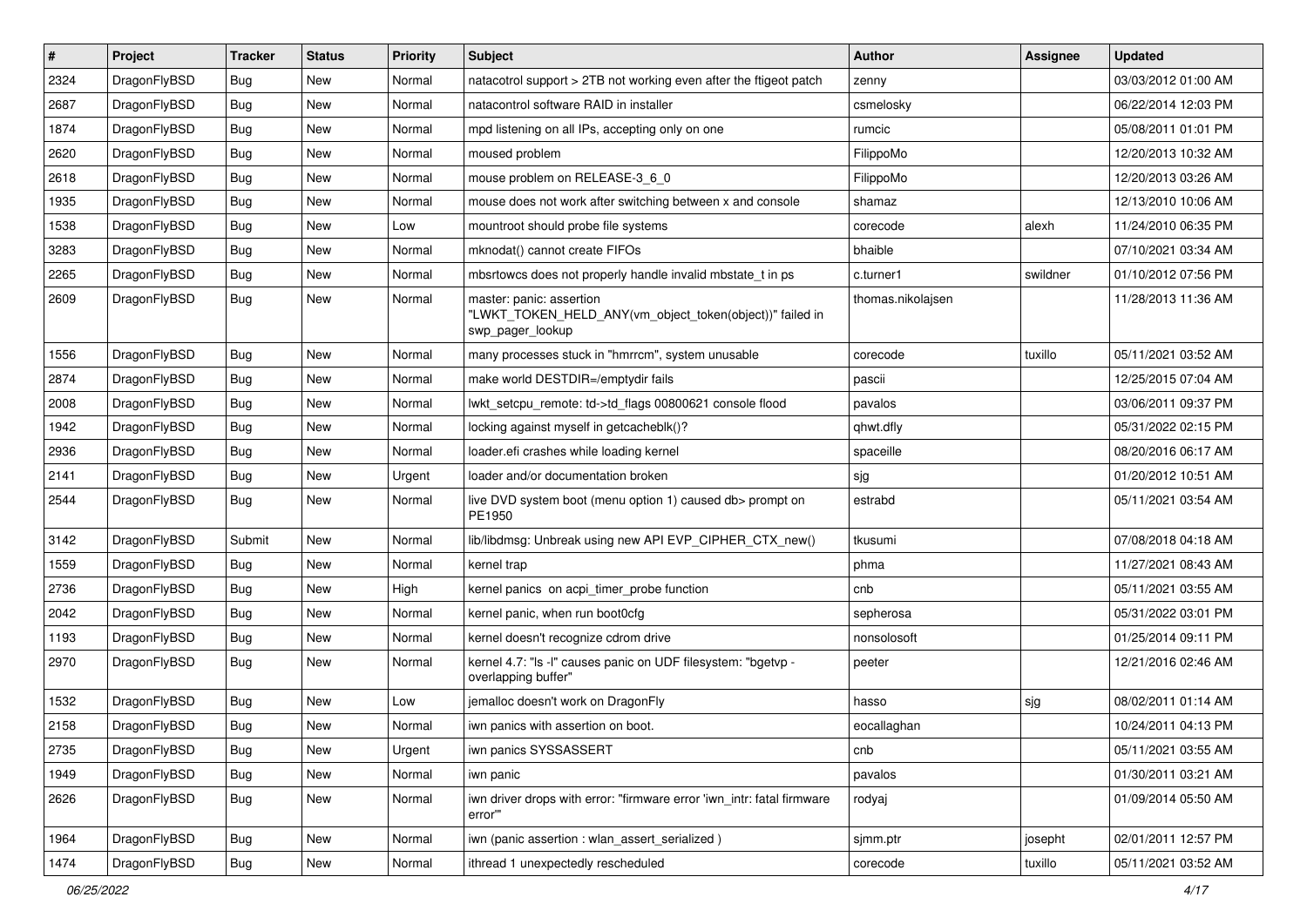| # | Project | Tracker | Status | Priority | Subject | Author | Assignee | Updated |
|---|---|---|---|---|---|---|---|---|
| 2324 | DragonFlyBSD | Bug | New | Normal | natacotrol support > 2TB not working even after the ftigeot patch | zenny | | 03/03/2012 01:00 AM |
| 2687 | DragonFlyBSD | Bug | New | Normal | natacontrol software RAID in installer | csmelosky | | 06/22/2014 12:03 PM |
| 1874 | DragonFlyBSD | Bug | New | Normal | mpd listening on all IPs, accepting only on one | rumcic | | 05/08/2011 01:01 PM |
| 2620 | DragonFlyBSD | Bug | New | Normal | moused problem | FilippoMo | | 12/20/2013 10:32 AM |
| 2618 | DragonFlyBSD | Bug | New | Normal | mouse problem on RELEASE-3_6_0 | FilippoMo | | 12/20/2013 03:26 AM |
| 1935 | DragonFlyBSD | Bug | New | Normal | mouse does not work after switching between x and console | shamaz | | 12/13/2010 10:06 AM |
| 1538 | DragonFlyBSD | Bug | New | Low | mountroot should probe file systems | corecode | alexh | 11/24/2010 06:35 PM |
| 3283 | DragonFlyBSD | Bug | New | Normal | mknodat() cannot create FIFOs | bhaible | | 07/10/2021 03:34 AM |
| 2265 | DragonFlyBSD | Bug | New | Normal | mbsrtowcs does not properly handle invalid mbstate_t in ps | c.turner1 | swildner | 01/10/2012 07:56 PM |
| 2609 | DragonFlyBSD | Bug | New | Normal | master: panic: assertion "LWKT_TOKEN_HELD_ANY(vm_object_token(object))" failed in swp_pager_lookup | thomas.nikolajsen | | 11/28/2013 11:36 AM |
| 1556 | DragonFlyBSD | Bug | New | Normal | many processes stuck in "hmrrcm", system unusable | corecode | tuxillo | 05/11/2021 03:52 AM |
| 2874 | DragonFlyBSD | Bug | New | Normal | make world DESTDIR=/emptydir fails | pascii | | 12/25/2015 07:04 AM |
| 2008 | DragonFlyBSD | Bug | New | Normal | lwkt_setcpu_remote: td->td_flags 00800621 console flood | pavalos | | 03/06/2011 09:37 PM |
| 1942 | DragonFlyBSD | Bug | New | Normal | locking against myself in getcacheblk()? | qhwt.dfly | | 05/31/2022 02:15 PM |
| 2936 | DragonFlyBSD | Bug | New | Normal | loader.efi crashes while loading kernel | spaceille | | 08/20/2016 06:17 AM |
| 2141 | DragonFlyBSD | Bug | New | Urgent | loader and/or documentation broken | sjg | | 01/20/2012 10:51 AM |
| 2544 | DragonFlyBSD | Bug | New | Normal | live DVD system boot (menu option 1) caused db> prompt on PE1950 | estrabd | | 05/11/2021 03:54 AM |
| 3142 | DragonFlyBSD | Submit | New | Normal | lib/libdmsg: Unbreak using new API EVP_CIPHER_CTX_new() | tkusumi | | 07/08/2018 04:18 AM |
| 1559 | DragonFlyBSD | Bug | New | Normal | kernel trap | phma | | 11/27/2021 08:43 AM |
| 2736 | DragonFlyBSD | Bug | New | High | kernel panics on acpi_timer_probe function | cnb | | 05/11/2021 03:55 AM |
| 2042 | DragonFlyBSD | Bug | New | Normal | kernel panic, when run boot0cfg | sepherosa | | 05/31/2022 03:01 PM |
| 1193 | DragonFlyBSD | Bug | New | Normal | kernel doesn't recognize cdrom drive | nonsolosoft | | 01/25/2014 09:11 PM |
| 2970 | DragonFlyBSD | Bug | New | Normal | kernel 4.7: "ls -l" causes panic on UDF filesystem: "bgetvp - overlapping buffer" | peeter | | 12/21/2016 02:46 AM |
| 1532 | DragonFlyBSD | Bug | New | Low | jemalloc doesn't work on DragonFly | hasso | sjg | 08/02/2011 01:14 AM |
| 2158 | DragonFlyBSD | Bug | New | Normal | iwn panics with assertion on boot. | eocallaghan | | 10/24/2011 04:13 PM |
| 2735 | DragonFlyBSD | Bug | New | Urgent | iwn panics SYSSASSERT | cnb | | 05/11/2021 03:55 AM |
| 1949 | DragonFlyBSD | Bug | New | Normal | iwn panic | pavalos | | 01/30/2011 03:21 AM |
| 2626 | DragonFlyBSD | Bug | New | Normal | iwn driver drops with error: "firmware error 'iwn_intr: fatal firmware error'" | rodyaj | | 01/09/2014 05:50 AM |
| 1964 | DragonFlyBSD | Bug | New | Normal | iwn (panic assertion : wlan_assert_serialized ) | sjmm.ptr | josepht | 02/01/2011 12:57 PM |
| 1474 | DragonFlyBSD | Bug | New | Normal | ithread 1 unexpectedly rescheduled | corecode | tuxillo | 05/11/2021 03:52 AM |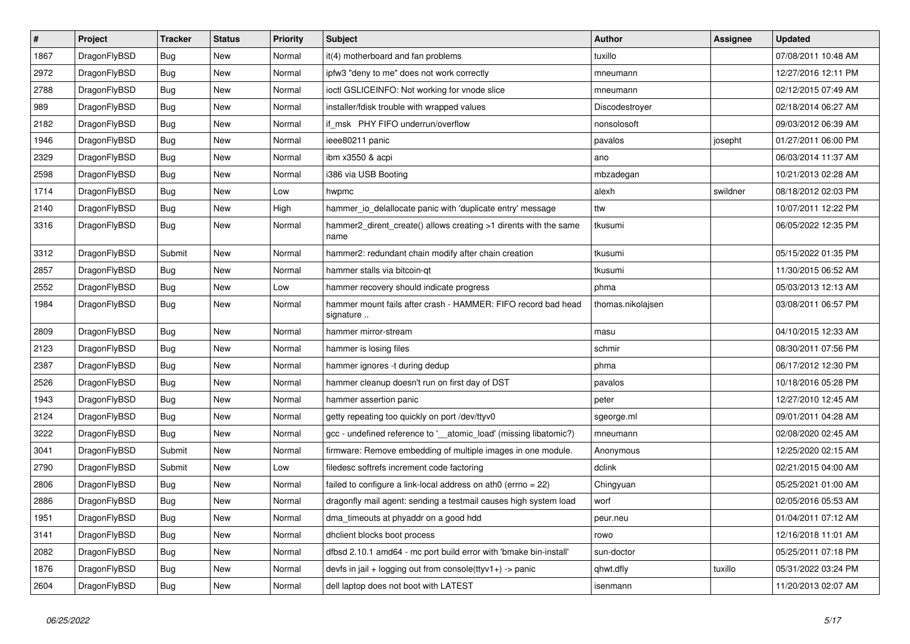| # | Project | Tracker | Status | Priority | Subject | Author | Assignee | Updated |
|---|---|---|---|---|---|---|---|---|
| 1867 | DragonFlyBSD | Bug | New | Normal | it(4) motherboard and fan problems | tuxillo | | 07/08/2011 10:48 AM |
| 2972 | DragonFlyBSD | Bug | New | Normal | ipfw3 "deny to me" does not work correctly | mneumann | | 12/27/2016 12:11 PM |
| 2788 | DragonFlyBSD | Bug | New | Normal | ioctl GSLICEINFO: Not working for vnode slice | mneumann | | 02/12/2015 07:49 AM |
| 989 | DragonFlyBSD | Bug | New | Normal | installer/fdisk trouble with wrapped values | Discodestroyer | | 02/18/2014 06:27 AM |
| 2182 | DragonFlyBSD | Bug | New | Normal | if_msk PHY FIFO underrun/overflow | nonsolosoft | | 09/03/2012 06:39 AM |
| 1946 | DragonFlyBSD | Bug | New | Normal | ieee80211 panic | pavalos | josepht | 01/27/2011 06:00 PM |
| 2329 | DragonFlyBSD | Bug | New | Normal | ibm x3550 & acpi | ano | | 06/03/2014 11:37 AM |
| 2598 | DragonFlyBSD | Bug | New | Normal | i386 via USB Booting | mbzadegan | | 10/21/2013 02:28 AM |
| 1714 | DragonFlyBSD | Bug | New | Low | hwpmc | alexh | swildner | 08/18/2012 02:03 PM |
| 2140 | DragonFlyBSD | Bug | New | High | hammer_io_delallocate panic with 'duplicate entry' message | ttw | | 10/07/2011 12:22 PM |
| 3316 | DragonFlyBSD | Bug | New | Normal | hammer2_dirent_create() allows creating >1 dirents with the same name | tkusumi | | 06/05/2022 12:35 PM |
| 3312 | DragonFlyBSD | Submit | New | Normal | hammer2: redundant chain modify after chain creation | tkusumi | | 05/15/2022 01:35 PM |
| 2857 | DragonFlyBSD | Bug | New | Normal | hammer stalls via bitcoin-qt | tkusumi | | 11/30/2015 06:52 AM |
| 2552 | DragonFlyBSD | Bug | New | Low | hammer recovery should indicate progress | phma | | 05/03/2013 12:13 AM |
| 1984 | DragonFlyBSD | Bug | New | Normal | hammer mount fails after crash - HAMMER: FIFO record bad head signature .. | thomas.nikolajsen | | 03/08/2011 06:57 PM |
| 2809 | DragonFlyBSD | Bug | New | Normal | hammer mirror-stream | masu | | 04/10/2015 12:33 AM |
| 2123 | DragonFlyBSD | Bug | New | Normal | hammer is losing files | schmir | | 08/30/2011 07:56 PM |
| 2387 | DragonFlyBSD | Bug | New | Normal | hammer ignores -t during dedup | phma | | 06/17/2012 12:30 PM |
| 2526 | DragonFlyBSD | Bug | New | Normal | hammer cleanup doesn't run on first day of DST | pavalos | | 10/18/2016 05:28 PM |
| 1943 | DragonFlyBSD | Bug | New | Normal | hammer assertion panic | peter | | 12/27/2010 12:45 AM |
| 2124 | DragonFlyBSD | Bug | New | Normal | getty repeating too quickly on port /dev/ttyv0 | sgeorge.ml | | 09/01/2011 04:28 AM |
| 3222 | DragonFlyBSD | Bug | New | Normal | gcc - undefined reference to '__atomic_load' (missing libatomic?) | mneumann | | 02/08/2020 02:45 AM |
| 3041 | DragonFlyBSD | Submit | New | Normal | firmware: Remove embedding of multiple images in one module. | Anonymous | | 12/25/2020 02:15 AM |
| 2790 | DragonFlyBSD | Submit | New | Low | filedesc softrefs increment code factoring | dclink | | 02/21/2015 04:00 AM |
| 2806 | DragonFlyBSD | Bug | New | Normal | failed to configure a link-local address on ath0 (errno = 22) | Chingyuan | | 05/25/2021 01:00 AM |
| 2886 | DragonFlyBSD | Bug | New | Normal | dragonfly mail agent: sending a testmail causes high system load | worf | | 02/05/2016 05:53 AM |
| 1951 | DragonFlyBSD | Bug | New | Normal | dma_timeouts at phyaddr on a good hdd | peur.neu | | 01/04/2011 07:12 AM |
| 3141 | DragonFlyBSD | Bug | New | Normal | dhclient blocks boot process | rowo | | 12/16/2018 11:01 AM |
| 2082 | DragonFlyBSD | Bug | New | Normal | dfbsd 2.10.1 amd64 - mc port build error with 'bmake bin-install' | sun-doctor | | 05/25/2011 07:18 PM |
| 1876 | DragonFlyBSD | Bug | New | Normal | devfs in jail + logging out from console(ttyv1+) -> panic | qhwt.dfly | tuxillo | 05/31/2022 03:24 PM |
| 2604 | DragonFlyBSD | Bug | New | Normal | dell laptop does not boot with LATEST | isenmann | | 11/20/2013 02:07 AM |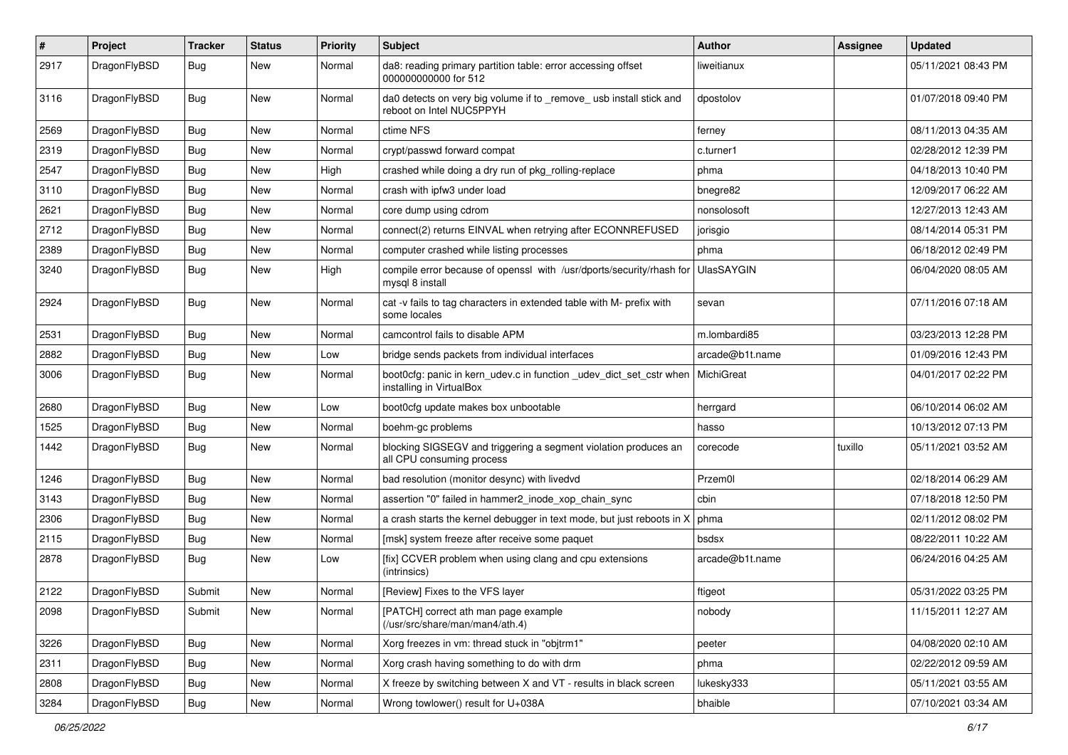| # | Project | Tracker | Status | Priority | Subject | Author | Assignee | Updated |
|---|---|---|---|---|---|---|---|---|
| 2917 | DragonFlyBSD | Bug | New | Normal | da8: reading primary partition table: error accessing offset 000000000000 for 512 | liweitianux | | 05/11/2021 08:43 PM |
| 3116 | DragonFlyBSD | Bug | New | Normal | da0 detects on very big volume if to _remove_ usb install stick and reboot on Intel NUC5PPYH | dpostolov | | 01/07/2018 09:40 PM |
| 2569 | DragonFlyBSD | Bug | New | Normal | ctime NFS | ferney | | 08/11/2013 04:35 AM |
| 2319 | DragonFlyBSD | Bug | New | Normal | crypt/passwd forward compat | c.turner1 | | 02/28/2012 12:39 PM |
| 2547 | DragonFlyBSD | Bug | New | High | crashed while doing a dry run of pkg_rolling-replace | phma | | 04/18/2013 10:40 PM |
| 3110 | DragonFlyBSD | Bug | New | Normal | crash with ipfw3 under load | bnegre82 | | 12/09/2017 06:22 AM |
| 2621 | DragonFlyBSD | Bug | New | Normal | core dump using cdrom | nonsolosoft | | 12/27/2013 12:43 AM |
| 2712 | DragonFlyBSD | Bug | New | Normal | connect(2) returns EINVAL when retrying after ECONNREFUSED | jorisgio | | 08/14/2014 05:31 PM |
| 2389 | DragonFlyBSD | Bug | New | Normal | computer crashed while listing processes | phma | | 06/18/2012 02:49 PM |
| 3240 | DragonFlyBSD | Bug | New | High | compile error because of openssl with /usr/dports/security/rhash for mysql 8 install | UlasSAYGIN | | 06/04/2020 08:05 AM |
| 2924 | DragonFlyBSD | Bug | New | Normal | cat -v fails to tag characters in extended table with M- prefix with some locales | sevan | | 07/11/2016 07:18 AM |
| 2531 | DragonFlyBSD | Bug | New | Normal | camcontrol fails to disable APM | m.lombardi85 | | 03/23/2013 12:28 PM |
| 2882 | DragonFlyBSD | Bug | New | Low | bridge sends packets from individual interfaces | arcade@b1t.name | | 01/09/2016 12:43 PM |
| 3006 | DragonFlyBSD | Bug | New | Normal | boot0cfg: panic in kern_udev.c in function _udev_dict_set_cstr when installing in VirtualBox | MichiGreat | | 04/01/2017 02:22 PM |
| 2680 | DragonFlyBSD | Bug | New | Low | boot0cfg update makes box unbootable | herrgard | | 06/10/2014 06:02 AM |
| 1525 | DragonFlyBSD | Bug | New | Normal | boehm-gc problems | hasso | | 10/13/2012 07:13 PM |
| 1442 | DragonFlyBSD | Bug | New | Normal | blocking SIGSEGV and triggering a segment violation produces an all CPU consuming process | corecode | tuxillo | 05/11/2021 03:52 AM |
| 1246 | DragonFlyBSD | Bug | New | Normal | bad resolution (monitor desync) with livedvd | Przem0l | | 02/18/2014 06:29 AM |
| 3143 | DragonFlyBSD | Bug | New | Normal | assertion "0" failed in hammer2_inode_xop_chain_sync | cbin | | 07/18/2018 12:50 PM |
| 2306 | DragonFlyBSD | Bug | New | Normal | a crash starts the kernel debugger in text mode, but just reboots in X | phma | | 02/11/2012 08:02 PM |
| 2115 | DragonFlyBSD | Bug | New | Normal | [msk] system freeze after receive some paquet | bsdsx | | 08/22/2011 10:22 AM |
| 2878 | DragonFlyBSD | Bug | New | Low | [fix] CCVER problem when using clang and cpu extensions (intrinsics) | arcade@b1t.name | | 06/24/2016 04:25 AM |
| 2122 | DragonFlyBSD | Submit | New | Normal | [Review] Fixes to the VFS layer | ftigeot | | 05/31/2022 03:25 PM |
| 2098 | DragonFlyBSD | Submit | New | Normal | [PATCH] correct ath man page example (/usr/src/share/man/man4/ath.4) | nobody | | 11/15/2011 12:27 AM |
| 3226 | DragonFlyBSD | Bug | New | Normal | Xorg freezes in vm: thread stuck in "objtrm1" | peeter | | 04/08/2020 02:10 AM |
| 2311 | DragonFlyBSD | Bug | New | Normal | Xorg crash having something to do with drm | phma | | 02/22/2012 09:59 AM |
| 2808 | DragonFlyBSD | Bug | New | Normal | X freeze by switching between X and VT - results in black screen | lukesky333 | | 05/11/2021 03:55 AM |
| 3284 | DragonFlyBSD | Bug | New | Normal | Wrong towlower() result for U+038A | bhaible | | 07/10/2021 03:34 AM |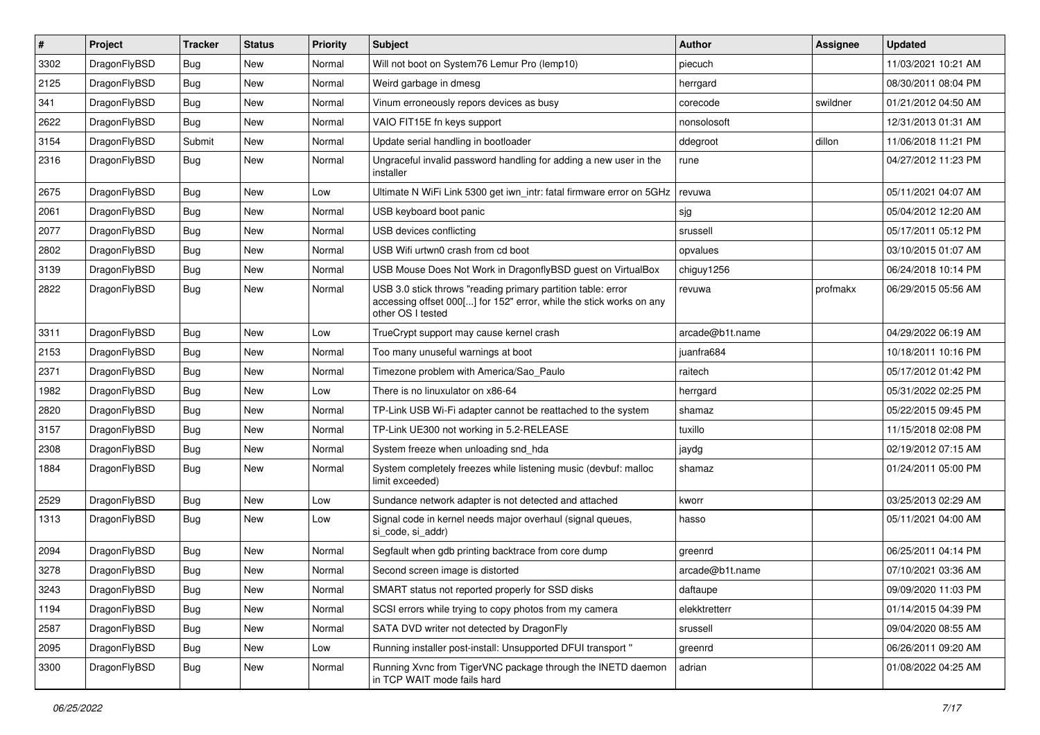| # | Project | Tracker | Status | Priority | Subject | Author | Assignee | Updated |
|---|---|---|---|---|---|---|---|---|
| 3302 | DragonFlyBSD | Bug | New | Normal | Will not boot on System76 Lemur Pro (lemp10) | piecuch | | 11/03/2021 10:21 AM |
| 2125 | DragonFlyBSD | Bug | New | Normal | Weird garbage in dmesg | herrgard | | 08/30/2011 08:04 PM |
| 341 | DragonFlyBSD | Bug | New | Normal | Vinum erroneously repors devices as busy | corecode | swildner | 01/21/2012 04:50 AM |
| 2622 | DragonFlyBSD | Bug | New | Normal | VAIO FIT15E fn keys support | nonsolosoft | | 12/31/2013 01:31 AM |
| 3154 | DragonFlyBSD | Submit | New | Normal | Update serial handling in bootloader | ddegroot | dillon | 11/06/2018 11:21 PM |
| 2316 | DragonFlyBSD | Bug | New | Normal | Ungraceful invalid password handling for adding a new user in the installer | rune | | 04/27/2012 11:23 PM |
| 2675 | DragonFlyBSD | Bug | New | Low | Ultimate N WiFi Link 5300 get iwn_intr: fatal firmware error on 5GHz | revuwa | | 05/11/2021 04:07 AM |
| 2061 | DragonFlyBSD | Bug | New | Normal | USB keyboard boot panic | sjg | | 05/04/2012 12:20 AM |
| 2077 | DragonFlyBSD | Bug | New | Normal | USB devices conflicting | srussell | | 05/17/2011 05:12 PM |
| 2802 | DragonFlyBSD | Bug | New | Normal | USB Wifi urtwn0 crash from cd boot | opvalues | | 03/10/2015 01:07 AM |
| 3139 | DragonFlyBSD | Bug | New | Normal | USB Mouse Does Not Work in DragonflyBSD guest on VirtualBox | chiguy1256 | | 06/24/2018 10:14 PM |
| 2822 | DragonFlyBSD | Bug | New | Normal | USB 3.0 stick throws "reading primary partition table: error accessing offset 000[...] for 152" error, while the stick works on any other OS I tested | revuwa | profmakx | 06/29/2015 05:56 AM |
| 3311 | DragonFlyBSD | Bug | New | Low | TrueCrypt support may cause kernel crash | arcade@b1t.name | | 04/29/2022 06:19 AM |
| 2153 | DragonFlyBSD | Bug | New | Normal | Too many unuseful warnings at boot | juanfra684 | | 10/18/2011 10:16 PM |
| 2371 | DragonFlyBSD | Bug | New | Normal | Timezone problem with America/Sao_Paulo | raitech | | 05/17/2012 01:42 PM |
| 1982 | DragonFlyBSD | Bug | New | Low | There is no linuxulator on x86-64 | herrgard | | 05/31/2022 02:25 PM |
| 2820 | DragonFlyBSD | Bug | New | Normal | TP-Link USB Wi-Fi adapter cannot be reattached to the system | shamaz | | 05/22/2015 09:45 PM |
| 3157 | DragonFlyBSD | Bug | New | Normal | TP-Link UE300 not working in 5.2-RELEASE | tuxillo | | 11/15/2018 02:08 PM |
| 2308 | DragonFlyBSD | Bug | New | Normal | System freeze when unloading snd_hda | jaydg | | 02/19/2012 07:15 AM |
| 1884 | DragonFlyBSD | Bug | New | Normal | System completely freezes while listening music (devbuf: malloc limit exceeded) | shamaz | | 01/24/2011 05:00 PM |
| 2529 | DragonFlyBSD | Bug | New | Low | Sundance network adapter is not detected and attached | kworr | | 03/25/2013 02:29 AM |
| 1313 | DragonFlyBSD | Bug | New | Low | Signal code in kernel needs major overhaul (signal queues, si_code, si_addr) | hasso | | 05/11/2021 04:00 AM |
| 2094 | DragonFlyBSD | Bug | New | Normal | Segfault when gdb printing backtrace from core dump | greenrd | | 06/25/2011 04:14 PM |
| 3278 | DragonFlyBSD | Bug | New | Normal | Second screen image is distorted | arcade@b1t.name | | 07/10/2021 03:36 AM |
| 3243 | DragonFlyBSD | Bug | New | Normal | SMART status not reported properly for SSD disks | daftaupe | | 09/09/2020 11:03 PM |
| 1194 | DragonFlyBSD | Bug | New | Normal | SCSI errors while trying to copy photos from my camera | elekktretterr | | 01/14/2015 04:39 PM |
| 2587 | DragonFlyBSD | Bug | New | Normal | SATA DVD writer not detected by DragonFly | srussell | | 09/04/2020 08:55 AM |
| 2095 | DragonFlyBSD | Bug | New | Low | Running installer post-install: Unsupported DFUI transport " | greenrd | | 06/26/2011 09:20 AM |
| 3300 | DragonFlyBSD | Bug | New | Normal | Running Xvnc from TigerVNC package through the INETD daemon in TCP WAIT mode fails hard | adrian | | 01/08/2022 04:25 AM |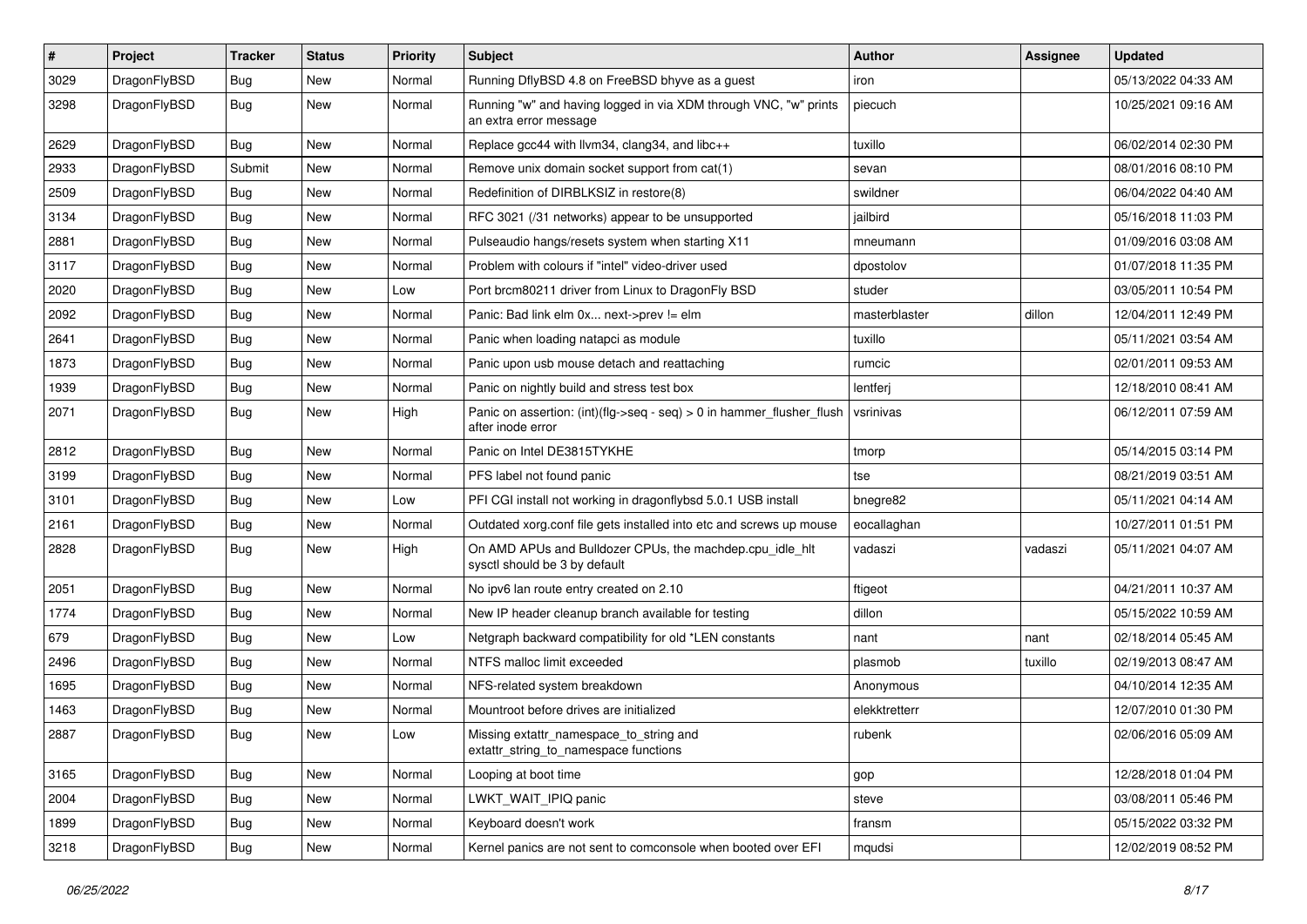| # | Project | Tracker | Status | Priority | Subject | Author | Assignee | Updated |
|---|---|---|---|---|---|---|---|---|
| 3029 | DragonFlyBSD | Bug | New | Normal | Running DflyBSD 4.8 on FreeBSD bhyve as a guest | iron | | 05/13/2022 04:33 AM |
| 3298 | DragonFlyBSD | Bug | New | Normal | Running "w" and having logged in via XDM through VNC, "w" prints an extra error message | piecuch | | 10/25/2021 09:16 AM |
| 2629 | DragonFlyBSD | Bug | New | Normal | Replace gcc44 with llvm34, clang34, and libc++ | tuxillo | | 06/02/2014 02:30 PM |
| 2933 | DragonFlyBSD | Submit | New | Normal | Remove unix domain socket support from cat(1) | sevan | | 08/01/2016 08:10 PM |
| 2509 | DragonFlyBSD | Bug | New | Normal | Redefinition of DIRBLKSIZ in restore(8) | swildner | | 06/04/2022 04:40 AM |
| 3134 | DragonFlyBSD | Bug | New | Normal | RFC 3021 (/31 networks) appear to be unsupported | jailbird | | 05/16/2018 11:03 PM |
| 2881 | DragonFlyBSD | Bug | New | Normal | Pulseaudio hangs/resets system when starting X11 | mneumann | | 01/09/2016 03:08 AM |
| 3117 | DragonFlyBSD | Bug | New | Normal | Problem with colours if "intel" video-driver used | dpostolov | | 01/07/2018 11:35 PM |
| 2020 | DragonFlyBSD | Bug | New | Low | Port brcm80211 driver from Linux to DragonFly BSD | studer | | 03/05/2011 10:54 PM |
| 2092 | DragonFlyBSD | Bug | New | Normal | Panic: Bad link elm 0x... next->prev != elm | masterblaster | dillon | 12/04/2011 12:49 PM |
| 2641 | DragonFlyBSD | Bug | New | Normal | Panic when loading natapci as module | tuxillo | | 05/11/2021 03:54 AM |
| 1873 | DragonFlyBSD | Bug | New | Normal | Panic upon usb mouse detach and reattaching | rumcic | | 02/01/2011 09:53 AM |
| 1939 | DragonFlyBSD | Bug | New | Normal | Panic on nightly build and stress test box | lentferj | | 12/18/2010 08:41 AM |
| 2071 | DragonFlyBSD | Bug | New | High | Panic on assertion: (int)(flg->seq - seq) > 0 in hammer_flusher_flush after inode error | vsrinivas | | 06/12/2011 07:59 AM |
| 2812 | DragonFlyBSD | Bug | New | Normal | Panic on Intel DE3815TYKHE | tmorp | | 05/14/2015 03:14 PM |
| 3199 | DragonFlyBSD | Bug | New | Normal | PFS label not found panic | tse | | 08/21/2019 03:51 AM |
| 3101 | DragonFlyBSD | Bug | New | Low | PFI CGI install not working in dragonflybsd 5.0.1 USB install | bnegre82 | | 05/11/2021 04:14 AM |
| 2161 | DragonFlyBSD | Bug | New | Normal | Outdated xorg.conf file gets installed into etc and screws up mouse | eocallaghan | | 10/27/2011 01:51 PM |
| 2828 | DragonFlyBSD | Bug | New | High | On AMD APUs and Bulldozer CPUs, the machdep.cpu_idle_hlt sysctl should be 3 by default | vadaszi | vadaszi | 05/11/2021 04:07 AM |
| 2051 | DragonFlyBSD | Bug | New | Normal | No ipv6 lan route entry created on 2.10 | ftigeot | | 04/21/2011 10:37 AM |
| 1774 | DragonFlyBSD | Bug | New | Normal | New IP header cleanup branch available for testing | dillon | | 05/15/2022 10:59 AM |
| 679 | DragonFlyBSD | Bug | New | Low | Netgraph backward compatibility for old *LEN constants | nant | nant | 02/18/2014 05:45 AM |
| 2496 | DragonFlyBSD | Bug | New | Normal | NTFS malloc limit exceeded | plasmob | tuxillo | 02/19/2013 08:47 AM |
| 1695 | DragonFlyBSD | Bug | New | Normal | NFS-related system breakdown | Anonymous | | 04/10/2014 12:35 AM |
| 1463 | DragonFlyBSD | Bug | New | Normal | Mountroot before drives are initialized | elekktretterr | | 12/07/2010 01:30 PM |
| 2887 | DragonFlyBSD | Bug | New | Low | Missing extattr_namespace_to_string and extattr_string_to_namespace functions | rubenk | | 02/06/2016 05:09 AM |
| 3165 | DragonFlyBSD | Bug | New | Normal | Looping at boot time | gop | | 12/28/2018 01:04 PM |
| 2004 | DragonFlyBSD | Bug | New | Normal | LWKT_WAIT_IPIQ panic | steve | | 03/08/2011 05:46 PM |
| 1899 | DragonFlyBSD | Bug | New | Normal | Keyboard doesn't work | fransm | | 05/15/2022 03:32 PM |
| 3218 | DragonFlyBSD | Bug | New | Normal | Kernel panics are not sent to comconsole when booted over EFI | mqudsi | | 12/02/2019 08:52 PM |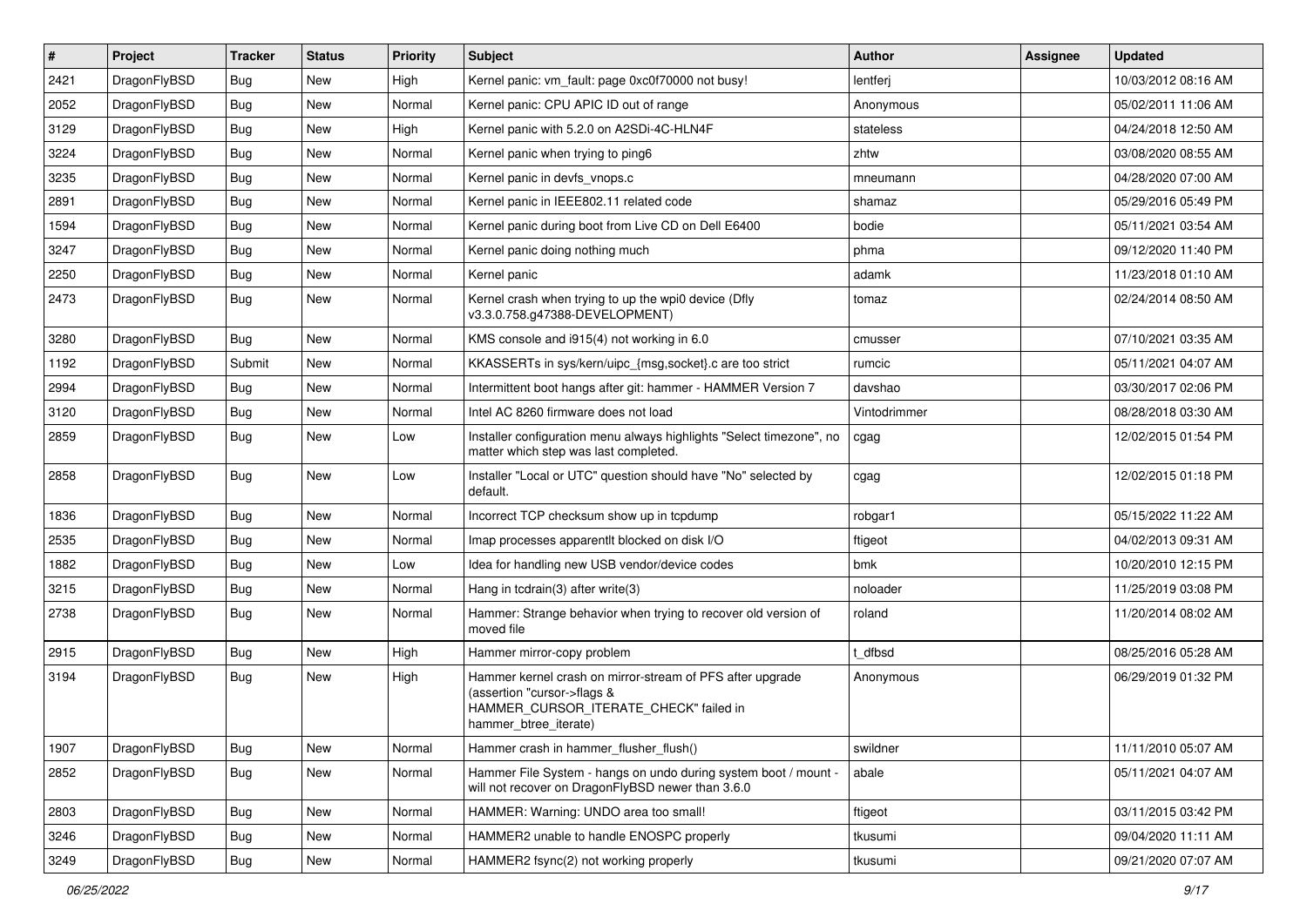| # | Project | Tracker | Status | Priority | Subject | Author | Assignee | Updated |
|---|---|---|---|---|---|---|---|---|
| 2421 | DragonFlyBSD | Bug | New | High | Kernel panic: vm_fault: page 0xc0f70000 not busy! | lentferj | | 10/03/2012 08:16 AM |
| 2052 | DragonFlyBSD | Bug | New | Normal | Kernel panic: CPU APIC ID out of range | Anonymous | | 05/02/2011 11:06 AM |
| 3129 | DragonFlyBSD | Bug | New | High | Kernel panic with 5.2.0 on A2SDi-4C-HLN4F | stateless | | 04/24/2018 12:50 AM |
| 3224 | DragonFlyBSD | Bug | New | Normal | Kernel panic when trying to ping6 | zhtw | | 03/08/2020 08:55 AM |
| 3235 | DragonFlyBSD | Bug | New | Normal | Kernel panic in devfs_vnops.c | mneumann | | 04/28/2020 07:00 AM |
| 2891 | DragonFlyBSD | Bug | New | Normal | Kernel panic in IEEE802.11 related code | shamaz | | 05/29/2016 05:49 PM |
| 1594 | DragonFlyBSD | Bug | New | Normal | Kernel panic during boot from Live CD on Dell E6400 | bodie | | 05/11/2021 03:54 AM |
| 3247 | DragonFlyBSD | Bug | New | Normal | Kernel panic doing nothing much | phma | | 09/12/2020 11:40 PM |
| 2250 | DragonFlyBSD | Bug | New | Normal | Kernel panic | adamk | | 11/23/2018 01:10 AM |
| 2473 | DragonFlyBSD | Bug | New | Normal | Kernel crash when trying to up the wpi0 device (Dfly v3.3.0.758.g47388-DEVELOPMENT) | tomaz | | 02/24/2014 08:50 AM |
| 3280 | DragonFlyBSD | Bug | New | Normal | KMS console and i915(4) not working in 6.0 | cmusser | | 07/10/2021 03:35 AM |
| 1192 | DragonFlyBSD | Submit | New | Normal | KKASSERTs in sys/kern/uipc_{msg,socket}.c are too strict | rumcic | | 05/11/2021 04:07 AM |
| 2994 | DragonFlyBSD | Bug | New | Normal | Intermittent boot hangs after git: hammer - HAMMER Version 7 | davshao | | 03/30/2017 02:06 PM |
| 3120 | DragonFlyBSD | Bug | New | Normal | Intel AC 8260 firmware does not load | Vintodrimmer | | 08/28/2018 03:30 AM |
| 2859 | DragonFlyBSD | Bug | New | Low | Installer configuration menu always highlights "Select timezone", no matter which step was last completed. | cgag | | 12/02/2015 01:54 PM |
| 2858 | DragonFlyBSD | Bug | New | Low | Installer "Local or UTC" question should have "No" selected by default. | cgag | | 12/02/2015 01:18 PM |
| 1836 | DragonFlyBSD | Bug | New | Normal | Incorrect TCP checksum show up in tcpdump | robgar1 | | 05/15/2022 11:22 AM |
| 2535 | DragonFlyBSD | Bug | New | Normal | Imap processes apparentlt blocked on disk I/O | ftigeot | | 04/02/2013 09:31 AM |
| 1882 | DragonFlyBSD | Bug | New | Low | Idea for handling new USB vendor/device codes | bmk | | 10/20/2010 12:15 PM |
| 3215 | DragonFlyBSD | Bug | New | Normal | Hang in tcdrain(3) after write(3) | noloader | | 11/25/2019 03:08 PM |
| 2738 | DragonFlyBSD | Bug | New | Normal | Hammer: Strange behavior when trying to recover old version of moved file | roland | | 11/20/2014 08:02 AM |
| 2915 | DragonFlyBSD | Bug | New | High | Hammer mirror-copy problem | t_dfbsd | | 08/25/2016 05:28 AM |
| 3194 | DragonFlyBSD | Bug | New | High | Hammer kernel crash on mirror-stream of PFS after upgrade (assertion "cursor->flags & HAMMER_CURSOR_ITERATE_CHECK" failed in hammer_btree_iterate) | Anonymous | | 06/29/2019 01:32 PM |
| 1907 | DragonFlyBSD | Bug | New | Normal | Hammer crash in hammer_flusher_flush() | swildner | | 11/11/2010 05:07 AM |
| 2852 | DragonFlyBSD | Bug | New | Normal | Hammer File System - hangs on undo during system boot / mount - will not recover on DragonFlyBSD newer than 3.6.0 | abale | | 05/11/2021 04:07 AM |
| 2803 | DragonFlyBSD | Bug | New | Normal | HAMMER: Warning: UNDO area too small! | ftigeot | | 03/11/2015 03:42 PM |
| 3246 | DragonFlyBSD | Bug | New | Normal | HAMMER2 unable to handle ENOSPC properly | tkusumi | | 09/04/2020 11:11 AM |
| 3249 | DragonFlyBSD | Bug | New | Normal | HAMMER2 fsync(2) not working properly | tkusumi | | 09/21/2020 07:07 AM |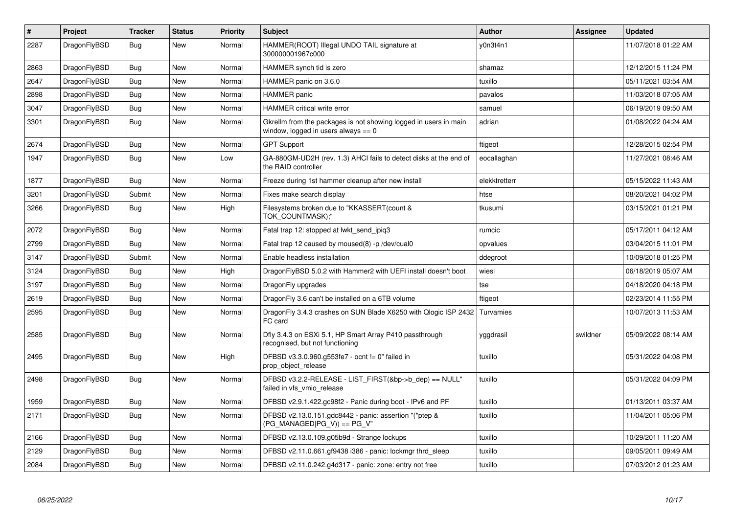| # | Project | Tracker | Status | Priority | Subject | Author | Assignee | Updated |
|---|---|---|---|---|---|---|---|---|
| 2287 | DragonFlyBSD | Bug | New | Normal | HAMMER(ROOT) Illegal UNDO TAIL signature at 300000001967c000 | y0n3t4n1 | | 11/07/2018 01:22 AM |
| 2863 | DragonFlyBSD | Bug | New | Normal | HAMMER synch tid is zero | shamaz | | 12/12/2015 11:24 PM |
| 2647 | DragonFlyBSD | Bug | New | Normal | HAMMER panic on 3.6.0 | tuxillo | | 05/11/2021 03:54 AM |
| 2898 | DragonFlyBSD | Bug | New | Normal | HAMMER panic | pavalos | | 11/03/2018 07:05 AM |
| 3047 | DragonFlyBSD | Bug | New | Normal | HAMMER critical write error | samuel | | 06/19/2019 09:50 AM |
| 3301 | DragonFlyBSD | Bug | New | Normal | Gkrellm from the packages is not showing logged in users in main window, logged in users always == 0 | adrian | | 01/08/2022 04:24 AM |
| 2674 | DragonFlyBSD | Bug | New | Normal | GPT Support | ftigeot | | 12/28/2015 02:54 PM |
| 1947 | DragonFlyBSD | Bug | New | Low | GA-880GM-UD2H (rev. 1.3) AHCI fails to detect disks at the end of the RAID controller | eocallaghan | | 11/27/2021 08:46 AM |
| 1877 | DragonFlyBSD | Bug | New | Normal | Freeze during 1st hammer cleanup after new install | elekktretterr | | 05/15/2022 11:43 AM |
| 3201 | DragonFlyBSD | Submit | New | Normal | Fixes make search display | htse | | 08/20/2021 04:02 PM |
| 3266 | DragonFlyBSD | Bug | New | High | Filesystems broken due to "KKASSERT(count & TOK_COUNTMASK);" | tkusumi | | 03/15/2021 01:21 PM |
| 2072 | DragonFlyBSD | Bug | New | Normal | Fatal trap 12: stopped at lwkt_send_ipiq3 | rumcic | | 05/17/2011 04:12 AM |
| 2799 | DragonFlyBSD | Bug | New | Normal | Fatal trap 12 caused by moused(8) -p /dev/cual0 | opvalues | | 03/04/2015 11:01 PM |
| 3147 | DragonFlyBSD | Submit | New | Normal | Enable headless installation | ddegroot | | 10/09/2018 01:25 PM |
| 3124 | DragonFlyBSD | Bug | New | High | DragonFlyBSD 5.0.2 with Hammer2 with UEFI install doesn't boot | wiesl | | 06/18/2019 05:07 AM |
| 3197 | DragonFlyBSD | Bug | New | Normal | DragonFly upgrades | tse | | 04/18/2020 04:18 PM |
| 2619 | DragonFlyBSD | Bug | New | Normal | DragonFly 3.6 can't be installed on a 6TB volume | ftigeot | | 02/23/2014 11:55 PM |
| 2595 | DragonFlyBSD | Bug | New | Normal | DragonFly 3.4.3 crashes on SUN Blade X6250 with Qlogic ISP 2432 FC card | Turvamies | | 10/07/2013 11:53 AM |
| 2585 | DragonFlyBSD | Bug | New | Normal | Dfly 3.4.3 on ESXi 5.1, HP Smart Array P410 passthrough recognised, but not functioning | yggdrasil | swildner | 05/09/2022 08:14 AM |
| 2495 | DragonFlyBSD | Bug | New | High | DFBSD v3.3.0.960.g553fe7 - ocnt != 0" failed in prop_object_release | tuxillo | | 05/31/2022 04:08 PM |
| 2498 | DragonFlyBSD | Bug | New | Normal | DFBSD v3.2.2-RELEASE - LIST_FIRST(&bp->b_dep) == NULL" failed in vfs_vmio_release | tuxillo | | 05/31/2022 04:09 PM |
| 1959 | DragonFlyBSD | Bug | New | Normal | DFBSD v2.9.1.422.gc98f2 - Panic during boot - IPv6 and PF | tuxillo | | 01/13/2011 03:37 AM |
| 2171 | DragonFlyBSD | Bug | New | Normal | DFBSD v2.13.0.151.gdc8442 - panic: assertion "(*ptep & (PG_MANAGED\|PG_V)) == PG_V" | tuxillo | | 11/04/2011 05:06 PM |
| 2166 | DragonFlyBSD | Bug | New | Normal | DFBSD v2.13.0.109.g05b9d - Strange lockups | tuxillo | | 10/29/2011 11:20 AM |
| 2129 | DragonFlyBSD | Bug | New | Normal | DFBSD v2.11.0.661.gf9438 i386 - panic: lockmgr thrd_sleep | tuxillo | | 09/05/2011 09:49 AM |
| 2084 | DragonFlyBSD | Bug | New | Normal | DFBSD v2.11.0.242.g4d317 - panic: zone: entry not free | tuxillo | | 07/03/2012 01:23 AM |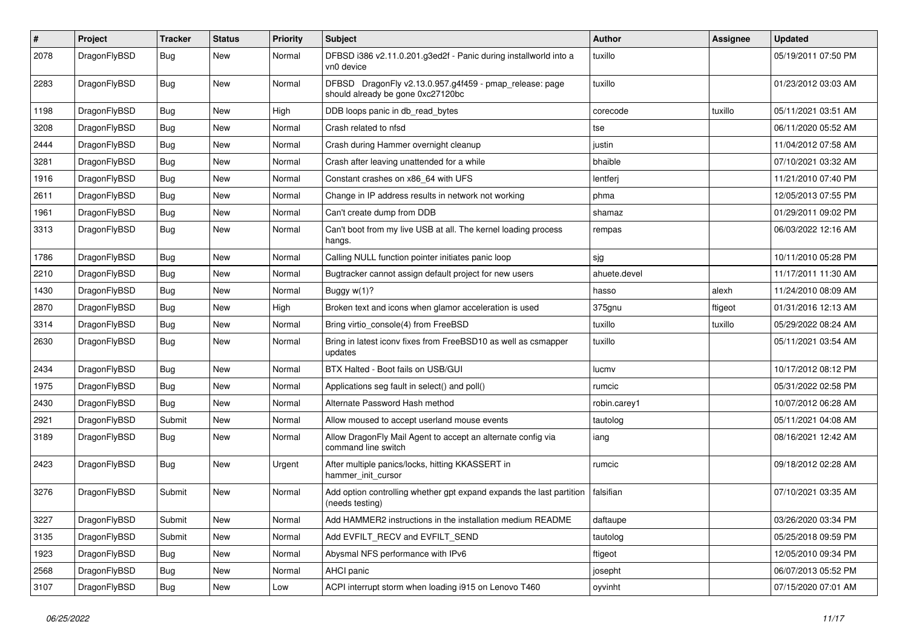| # | Project | Tracker | Status | Priority | Subject | Author | Assignee | Updated |
|---|---|---|---|---|---|---|---|---|
| 2078 | DragonFlyBSD | Bug | New | Normal | DFBSD i386 v2.11.0.201.g3ed2f - Panic during installworld into a vn0 device | tuxillo | | 05/19/2011 07:50 PM |
| 2283 | DragonFlyBSD | Bug | New | Normal | DFBSD DragonFly v2.13.0.957.g4f459 - pmap_release: page should already be gone 0xc27120bc | tuxillo | | 01/23/2012 03:03 AM |
| 1198 | DragonFlyBSD | Bug | New | High | DDB loops panic in db_read_bytes | corecode | tuxillo | 05/11/2021 03:51 AM |
| 3208 | DragonFlyBSD | Bug | New | Normal | Crash related to nfsd | tse | | 06/11/2020 05:52 AM |
| 2444 | DragonFlyBSD | Bug | New | Normal | Crash during Hammer overnight cleanup | justin | | 11/04/2012 07:58 AM |
| 3281 | DragonFlyBSD | Bug | New | Normal | Crash after leaving unattended for a while | bhaible | | 07/10/2021 03:32 AM |
| 1916 | DragonFlyBSD | Bug | New | Normal | Constant crashes on x86_64 with UFS | lentferj | | 11/21/2010 07:40 PM |
| 2611 | DragonFlyBSD | Bug | New | Normal | Change in IP address results in network not working | phma | | 12/05/2013 07:55 PM |
| 1961 | DragonFlyBSD | Bug | New | Normal | Can't create dump from DDB | shamaz | | 01/29/2011 09:02 PM |
| 3313 | DragonFlyBSD | Bug | New | Normal | Can't boot from my live USB at all. The kernel loading process hangs. | rempas | | 06/03/2022 12:16 AM |
| 1786 | DragonFlyBSD | Bug | New | Normal | Calling NULL function pointer initiates panic loop | sjg | | 10/11/2010 05:28 PM |
| 2210 | DragonFlyBSD | Bug | New | Normal | Bugtracker cannot assign default project for new users | ahuete.devel | | 11/17/2011 11:30 AM |
| 1430 | DragonFlyBSD | Bug | New | Normal | Buggy w(1)? | hasso | alexh | 11/24/2010 08:09 AM |
| 2870 | DragonFlyBSD | Bug | New | High | Broken text and icons when glamor acceleration is used | 375gnu | ftigeot | 01/31/2016 12:13 AM |
| 3314 | DragonFlyBSD | Bug | New | Normal | Bring virtio_console(4) from FreeBSD | tuxillo | tuxillo | 05/29/2022 08:24 AM |
| 2630 | DragonFlyBSD | Bug | New | Normal | Bring in latest iconv fixes from FreeBSD10 as well as csmapper updates | tuxillo | | 05/11/2021 03:54 AM |
| 2434 | DragonFlyBSD | Bug | New | Normal | BTX Halted - Boot fails on USB/GUI | lucmv | | 10/17/2012 08:12 PM |
| 1975 | DragonFlyBSD | Bug | New | Normal | Applications seg fault in select() and poll() | rumcic | | 05/31/2022 02:58 PM |
| 2430 | DragonFlyBSD | Bug | New | Normal | Alternate Password Hash method | robin.carey1 | | 10/07/2012 06:28 AM |
| 2921 | DragonFlyBSD | Submit | New | Normal | Allow moused to accept userland mouse events | tautolog | | 05/11/2021 04:08 AM |
| 3189 | DragonFlyBSD | Bug | New | Normal | Allow DragonFly Mail Agent to accept an alternate config via command line switch | iang | | 08/16/2021 12:42 AM |
| 2423 | DragonFlyBSD | Bug | New | Urgent | After multiple panics/locks, hitting KKASSERT in hammer_init_cursor | rumcic | | 09/18/2012 02:28 AM |
| 3276 | DragonFlyBSD | Submit | New | Normal | Add option controlling whether gpt expand expands the last partition (needs testing) | falsifian | | 07/10/2021 03:35 AM |
| 3227 | DragonFlyBSD | Submit | New | Normal | Add HAMMER2 instructions in the installation medium README | daftaupe | | 03/26/2020 03:34 PM |
| 3135 | DragonFlyBSD | Submit | New | Normal | Add EVFILT_RECV and EVFILT_SEND | tautolog | | 05/25/2018 09:59 PM |
| 1923 | DragonFlyBSD | Bug | New | Normal | Abysmal NFS performance with IPv6 | ftigeot | | 12/05/2010 09:34 PM |
| 2568 | DragonFlyBSD | Bug | New | Normal | AHCI panic | josepht | | 06/07/2013 05:52 PM |
| 3107 | DragonFlyBSD | Bug | New | Low | ACPI interrupt storm when loading i915 on Lenovo T460 | oyvinht | | 07/15/2020 07:01 AM |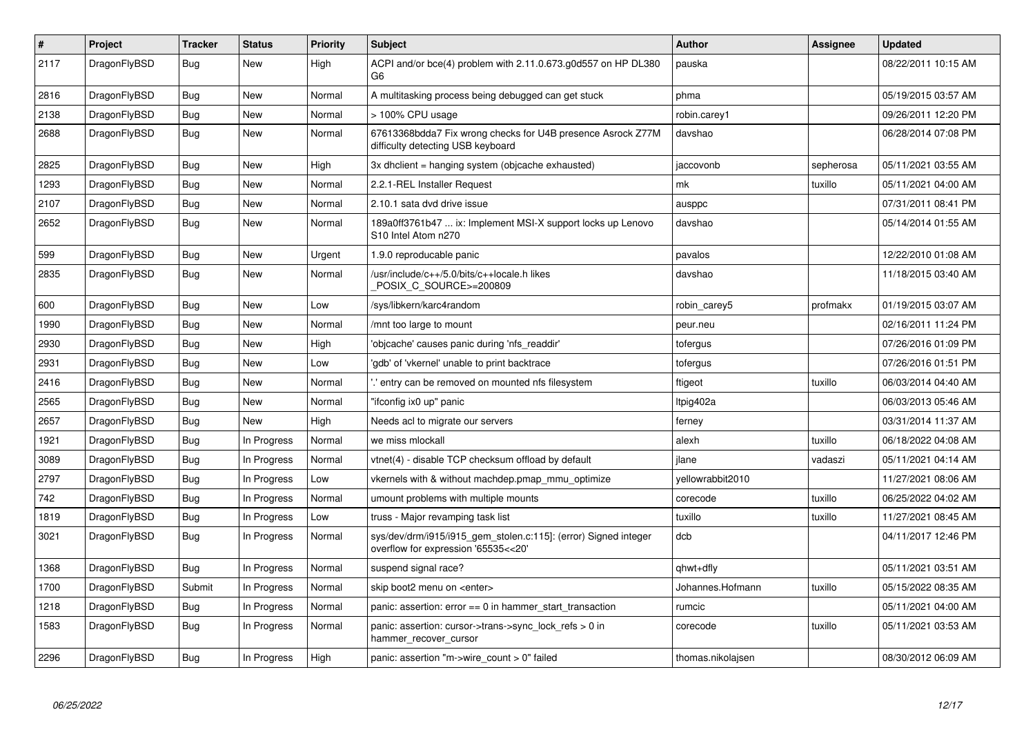| # | Project | Tracker | Status | Priority | Subject | Author | Assignee | Updated |
|---|---|---|---|---|---|---|---|---|
| 2117 | DragonFlyBSD | Bug | New | High | ACPI and/or bce(4) problem with 2.11.0.673.g0d557 on HP DL380 G6 | pauska | | 08/22/2011 10:15 AM |
| 2816 | DragonFlyBSD | Bug | New | Normal | A multitasking process being debugged can get stuck | phma | | 05/19/2015 03:57 AM |
| 2138 | DragonFlyBSD | Bug | New | Normal | > 100% CPU usage | robin.carey1 | | 09/26/2011 12:20 PM |
| 2688 | DragonFlyBSD | Bug | New | Normal | 67613368bdda7 Fix wrong checks for U4B presence Asrock Z77M difficulty detecting USB keyboard | davshao | | 06/28/2014 07:08 PM |
| 2825 | DragonFlyBSD | Bug | New | High | 3x dhclient = hanging system (objcache exhausted) | jaccovonb | sepherosa | 05/11/2021 03:55 AM |
| 1293 | DragonFlyBSD | Bug | New | Normal | 2.2.1-REL Installer Request | mk | tuxillo | 05/11/2021 04:00 AM |
| 2107 | DragonFlyBSD | Bug | New | Normal | 2.10.1 sata dvd drive issue | ausppc | | 07/31/2011 08:41 PM |
| 2652 | DragonFlyBSD | Bug | New | Normal | 189a0ff3761b47 ... ix: Implement MSI-X support locks up Lenovo S10 Intel Atom n270 | davshao | | 05/14/2014 01:55 AM |
| 599 | DragonFlyBSD | Bug | New | Urgent | 1.9.0 reproducable panic | pavalos | | 12/22/2010 01:08 AM |
| 2835 | DragonFlyBSD | Bug | New | Normal | /usr/include/c++/5.0/bits/c++locale.h likes _POSIX_C_SOURCE>=200809 | davshao | | 11/18/2015 03:40 AM |
| 600 | DragonFlyBSD | Bug | New | Low | /sys/libkern/karc4random | robin_carey5 | profmakx | 01/19/2015 03:07 AM |
| 1990 | DragonFlyBSD | Bug | New | Normal | /mnt too large to mount | peur.neu | | 02/16/2011 11:24 PM |
| 2930 | DragonFlyBSD | Bug | New | High | 'objcache' causes panic during 'nfs_readdir' | tofergus | | 07/26/2016 01:09 PM |
| 2931 | DragonFlyBSD | Bug | New | Low | 'gdb' of 'vkernel' unable to print backtrace | tofergus | | 07/26/2016 01:51 PM |
| 2416 | DragonFlyBSD | Bug | New | Normal | '.' entry can be removed on mounted nfs filesystem | ftigeot | tuxillo | 06/03/2014 04:40 AM |
| 2565 | DragonFlyBSD | Bug | New | Normal | "ifconfig ix0 up" panic | ltpig402a | | 06/03/2013 05:46 AM |
| 2657 | DragonFlyBSD | Bug | New | High | Needs acl to migrate our servers | ferney | | 03/31/2014 11:37 AM |
| 1921 | DragonFlyBSD | Bug | In Progress | Normal | we miss mlockall | alexh | tuxillo | 06/18/2022 04:08 AM |
| 3089 | DragonFlyBSD | Bug | In Progress | Normal | vtnet(4) - disable TCP checksum offload by default | jlane | vadaszi | 05/11/2021 04:14 AM |
| 2797 | DragonFlyBSD | Bug | In Progress | Low | vkernels with & without machdep.pmap_mmu_optimize | yellowrabbit2010 | | 11/27/2021 08:06 AM |
| 742 | DragonFlyBSD | Bug | In Progress | Normal | umount problems with multiple mounts | corecode | tuxillo | 06/25/2022 04:02 AM |
| 1819 | DragonFlyBSD | Bug | In Progress | Low | truss - Major revamping task list | tuxillo | tuxillo | 11/27/2021 08:45 AM |
| 3021 | DragonFlyBSD | Bug | In Progress | Normal | sys/dev/drm/i915/i915_gem_stolen.c:115]: (error) Signed integer overflow for expression '65535<<20' | dcb | | 04/11/2017 12:46 PM |
| 1368 | DragonFlyBSD | Bug | In Progress | Normal | suspend signal race? | qhwt+dfly | | 05/11/2021 03:51 AM |
| 1700 | DragonFlyBSD | Submit | In Progress | Normal | skip boot2 menu on <enter> | Johannes.Hofmann | tuxillo | 05/15/2022 08:35 AM |
| 1218 | DragonFlyBSD | Bug | In Progress | Normal | panic: assertion: error == 0 in hammer_start_transaction | rumcic | | 05/11/2021 04:00 AM |
| 1583 | DragonFlyBSD | Bug | In Progress | Normal | panic: assertion: cursor->trans->sync_lock_refs > 0 in hammer_recover_cursor | corecode | tuxillo | 05/11/2021 03:53 AM |
| 2296 | DragonFlyBSD | Bug | In Progress | High | panic: assertion "m->wire_count > 0" failed | thomas.nikolajsen | | 08/30/2012 06:09 AM |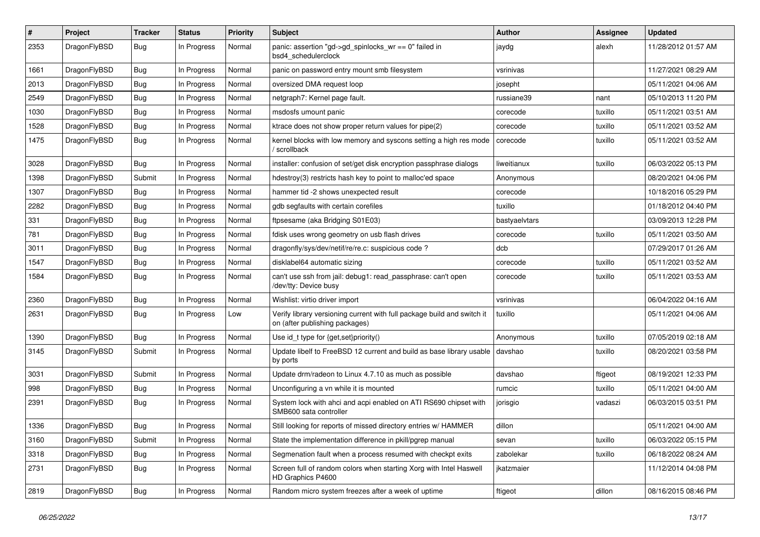| # | Project | Tracker | Status | Priority | Subject | Author | Assignee | Updated |
|---|---|---|---|---|---|---|---|---|
| 2353 | DragonFlyBSD | Bug | In Progress | Normal | panic: assertion "gd->gd_spinlocks_wr == 0" failed in bsd4_schedulerclock | jaydg | alexh | 11/28/2012 01:57 AM |
| 1661 | DragonFlyBSD | Bug | In Progress | Normal | panic on password entry mount smb filesystem | vsrinivas | | 11/27/2021 08:29 AM |
| 2013 | DragonFlyBSD | Bug | In Progress | Normal | oversized DMA request loop | josepht | | 05/11/2021 04:06 AM |
| 2549 | DragonFlyBSD | Bug | In Progress | Normal | netgraph7: Kernel page fault. | russiane39 | nant | 05/10/2013 11:20 PM |
| 1030 | DragonFlyBSD | Bug | In Progress | Normal | msdosfs umount panic | corecode | tuxillo | 05/11/2021 03:51 AM |
| 1528 | DragonFlyBSD | Bug | In Progress | Normal | ktrace does not show proper return values for pipe(2) | corecode | tuxillo | 05/11/2021 03:52 AM |
| 1475 | DragonFlyBSD | Bug | In Progress | Normal | kernel blocks with low memory and syscons setting a high res mode / scrollback | corecode | tuxillo | 05/11/2021 03:52 AM |
| 3028 | DragonFlyBSD | Bug | In Progress | Normal | installer: confusion of set/get disk encryption passphrase dialogs | liweitianux | tuxillo | 06/03/2022 05:13 PM |
| 1398 | DragonFlyBSD | Submit | In Progress | Normal | hdestroy(3) restricts hash key to point to malloc'ed space | Anonymous | | 08/20/2021 04:06 PM |
| 1307 | DragonFlyBSD | Bug | In Progress | Normal | hammer tid -2 shows unexpected result | corecode | | 10/18/2016 05:29 PM |
| 2282 | DragonFlyBSD | Bug | In Progress | Normal | gdb segfaults with certain corefiles | tuxillo | | 01/18/2012 04:40 PM |
| 331 | DragonFlyBSD | Bug | In Progress | Normal | ftpsesame (aka Bridging S01E03) | bastyaelvtars | | 03/09/2013 12:28 PM |
| 781 | DragonFlyBSD | Bug | In Progress | Normal | fdisk uses wrong geometry on usb flash drives | corecode | tuxillo | 05/11/2021 03:50 AM |
| 3011 | DragonFlyBSD | Bug | In Progress | Normal | dragonfly/sys/dev/netif/re/re.c: suspicious code ? | dcb | | 07/29/2017 01:26 AM |
| 1547 | DragonFlyBSD | Bug | In Progress | Normal | disklabel64 automatic sizing | corecode | tuxillo | 05/11/2021 03:52 AM |
| 1584 | DragonFlyBSD | Bug | In Progress | Normal | can't use ssh from jail: debug1: read_passphrase: can't open /dev/tty: Device busy | corecode | tuxillo | 05/11/2021 03:53 AM |
| 2360 | DragonFlyBSD | Bug | In Progress | Normal | Wishlist: virtio driver import | vsrinivas | | 06/04/2022 04:16 AM |
| 2631 | DragonFlyBSD | Bug | In Progress | Low | Verify library versioning current with full package build and switch it on (after publishing packages) | tuxillo | | 05/11/2021 04:06 AM |
| 1390 | DragonFlyBSD | Bug | In Progress | Normal | Use id_t type for {get,set}priority() | Anonymous | tuxillo | 07/05/2019 02:18 AM |
| 3145 | DragonFlyBSD | Submit | In Progress | Normal | Update libelf to FreeBSD 12 current and build as base library usable by ports | davshao | tuxillo | 08/20/2021 03:58 PM |
| 3031 | DragonFlyBSD | Submit | In Progress | Normal | Update drm/radeon to Linux 4.7.10 as much as possible | davshao | ftigeot | 08/19/2021 12:33 PM |
| 998 | DragonFlyBSD | Bug | In Progress | Normal | Unconfiguring a vn while it is mounted | rumcic | tuxillo | 05/11/2021 04:00 AM |
| 2391 | DragonFlyBSD | Bug | In Progress | Normal | System lock with ahci and acpi enabled on ATI RS690 chipset with SMB600 sata controller | jorisgio | vadaszi | 06/03/2015 03:51 PM |
| 1336 | DragonFlyBSD | Bug | In Progress | Normal | Still looking for reports of missed directory entries w/ HAMMER | dillon | | 05/11/2021 04:00 AM |
| 3160 | DragonFlyBSD | Submit | In Progress | Normal | State the implementation difference in pkill/pgrep manual | sevan | tuxillo | 06/03/2022 05:15 PM |
| 3318 | DragonFlyBSD | Bug | In Progress | Normal | Segmenation fault when a process resumed with checkpt exits | zabolekar | tuxillo | 06/18/2022 08:24 AM |
| 2731 | DragonFlyBSD | Bug | In Progress | Normal | Screen full of random colors when starting Xorg with Intel Haswell HD Graphics P4600 | jkatzmaier | | 11/12/2014 04:08 PM |
| 2819 | DragonFlyBSD | Bug | In Progress | Normal | Random micro system freezes after a week of uptime | ftigeot | dillon | 08/16/2015 08:46 PM |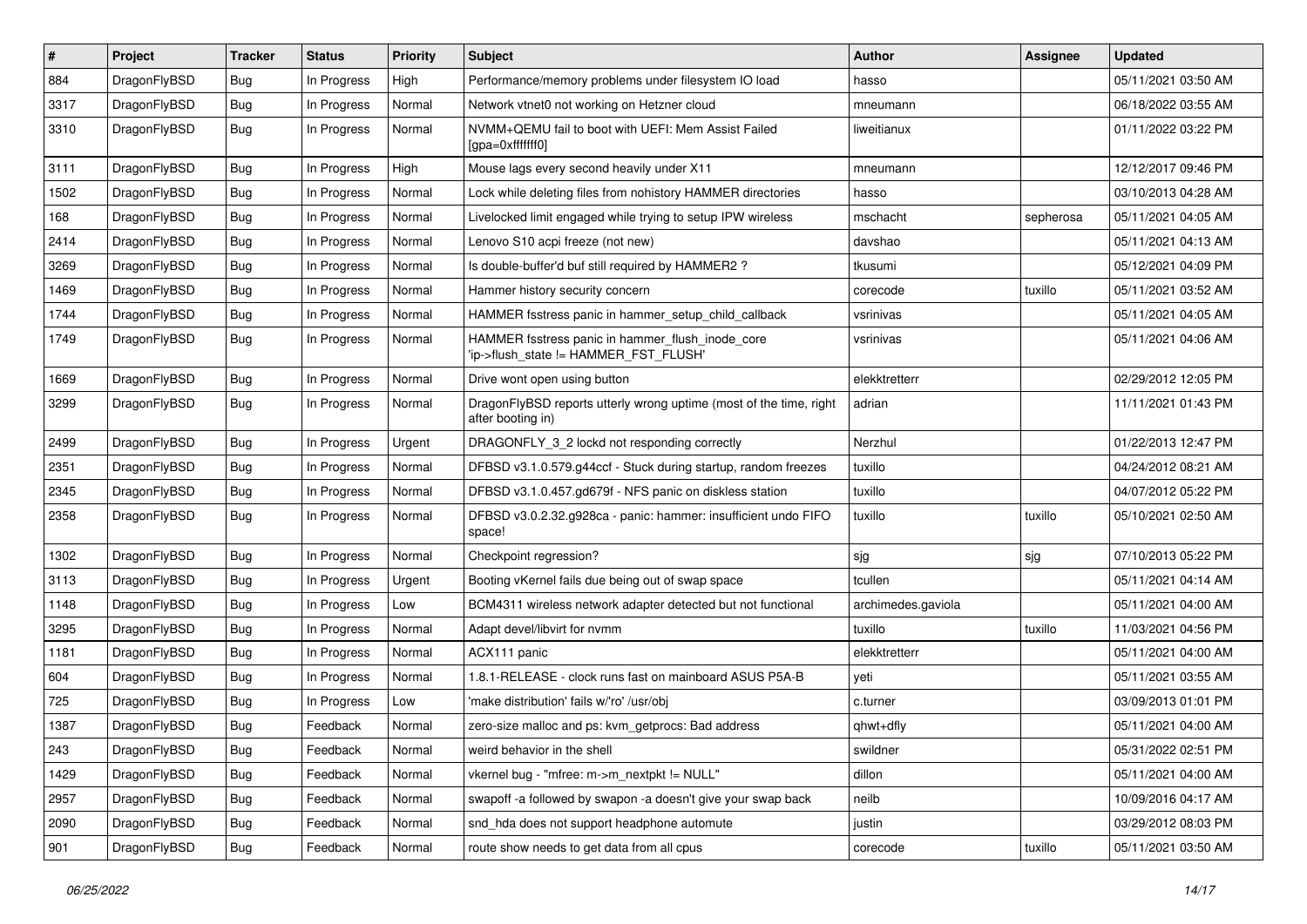| # | Project | Tracker | Status | Priority | Subject | Author | Assignee | Updated |
|---|---|---|---|---|---|---|---|---|
| 884 | DragonFlyBSD | Bug | In Progress | High | Performance/memory problems under filesystem IO load | hasso | | 05/11/2021 03:50 AM |
| 3317 | DragonFlyBSD | Bug | In Progress | Normal | Network vtnet0 not working on Hetzner cloud | mneumann | | 06/18/2022 03:55 AM |
| 3310 | DragonFlyBSD | Bug | In Progress | Normal | NVMM+QEMU fail to boot with UEFI: Mem Assist Failed [gpa=0xfffffff0] | liweitianux | | 01/11/2022 03:22 PM |
| 3111 | DragonFlyBSD | Bug | In Progress | High | Mouse lags every second heavily under X11 | mneumann | | 12/12/2017 09:46 PM |
| 1502 | DragonFlyBSD | Bug | In Progress | Normal | Lock while deleting files from nohistory HAMMER directories | hasso | | 03/10/2013 04:28 AM |
| 168 | DragonFlyBSD | Bug | In Progress | Normal | Livelocked limit engaged while trying to setup IPW wireless | mschacht | sepherosa | 05/11/2021 04:05 AM |
| 2414 | DragonFlyBSD | Bug | In Progress | Normal | Lenovo S10 acpi freeze (not new) | davshao | | 05/11/2021 04:13 AM |
| 3269 | DragonFlyBSD | Bug | In Progress | Normal | Is double-buffer'd buf still required by HAMMER2 ? | tkusumi | | 05/12/2021 04:09 PM |
| 1469 | DragonFlyBSD | Bug | In Progress | Normal | Hammer history security concern | corecode | tuxillo | 05/11/2021 03:52 AM |
| 1744 | DragonFlyBSD | Bug | In Progress | Normal | HAMMER fsstress panic in hammer_setup_child_callback | vsrinivas | | 05/11/2021 04:05 AM |
| 1749 | DragonFlyBSD | Bug | In Progress | Normal | HAMMER fsstress panic in hammer_flush_inode_core 'ip->flush_state != HAMMER_FST_FLUSH' | vsrinivas | | 05/11/2021 04:06 AM |
| 1669 | DragonFlyBSD | Bug | In Progress | Normal | Drive wont open using button | elekktretterr | | 02/29/2012 12:05 PM |
| 3299 | DragonFlyBSD | Bug | In Progress | Normal | DragonFlyBSD reports utterly wrong uptime (most of the time, right after booting in) | adrian | | 11/11/2021 01:43 PM |
| 2499 | DragonFlyBSD | Bug | In Progress | Urgent | DRAGONFLY_3_2 lockd not responding correctly | Nerzhul | | 01/22/2013 12:47 PM |
| 2351 | DragonFlyBSD | Bug | In Progress | Normal | DFBSD v3.1.0.579.g44ccf - Stuck during startup, random freezes | tuxillo | | 04/24/2012 08:21 AM |
| 2345 | DragonFlyBSD | Bug | In Progress | Normal | DFBSD v3.1.0.457.gd679f - NFS panic on diskless station | tuxillo | | 04/07/2012 05:22 PM |
| 2358 | DragonFlyBSD | Bug | In Progress | Normal | DFBSD v3.0.2.32.g928ca - panic: hammer: insufficient undo FIFO space! | tuxillo | tuxillo | 05/10/2021 02:50 AM |
| 1302 | DragonFlyBSD | Bug | In Progress | Normal | Checkpoint regression? | sjg | sjg | 07/10/2013 05:22 PM |
| 3113 | DragonFlyBSD | Bug | In Progress | Urgent | Booting vKernel fails due being out of swap space | tcullen | | 05/11/2021 04:14 AM |
| 1148 | DragonFlyBSD | Bug | In Progress | Low | BCM4311 wireless network adapter detected but not functional | archimedes.gaviola | | 05/11/2021 04:00 AM |
| 3295 | DragonFlyBSD | Bug | In Progress | Normal | Adapt devel/libvirt for nvmm | tuxillo | tuxillo | 11/03/2021 04:56 PM |
| 1181 | DragonFlyBSD | Bug | In Progress | Normal | ACX111 panic | elekktretterr | | 05/11/2021 04:00 AM |
| 604 | DragonFlyBSD | Bug | In Progress | Normal | 1.8.1-RELEASE - clock runs fast on mainboard ASUS P5A-B | yeti | | 05/11/2021 03:55 AM |
| 725 | DragonFlyBSD | Bug | In Progress | Low | 'make distribution' fails w/'ro' /usr/obj | c.turner | | 03/09/2013 01:01 PM |
| 1387 | DragonFlyBSD | Bug | Feedback | Normal | zero-size malloc and ps: kvm_getprocs: Bad address | qhwt+dfly | | 05/11/2021 04:00 AM |
| 243 | DragonFlyBSD | Bug | Feedback | Normal | weird behavior in the shell | swildner | | 05/31/2022 02:51 PM |
| 1429 | DragonFlyBSD | Bug | Feedback | Normal | vkernel bug - "mfree: m->m_nextpkt != NULL" | dillon | | 05/11/2021 04:00 AM |
| 2957 | DragonFlyBSD | Bug | Feedback | Normal | swapoff -a followed by swapon -a doesn't give your swap back | neilb | | 10/09/2016 04:17 AM |
| 2090 | DragonFlyBSD | Bug | Feedback | Normal | snd_hda does not support headphone automute | justin | | 03/29/2012 08:03 PM |
| 901 | DragonFlyBSD | Bug | Feedback | Normal | route show needs to get data from all cpus | corecode | tuxillo | 05/11/2021 03:50 AM |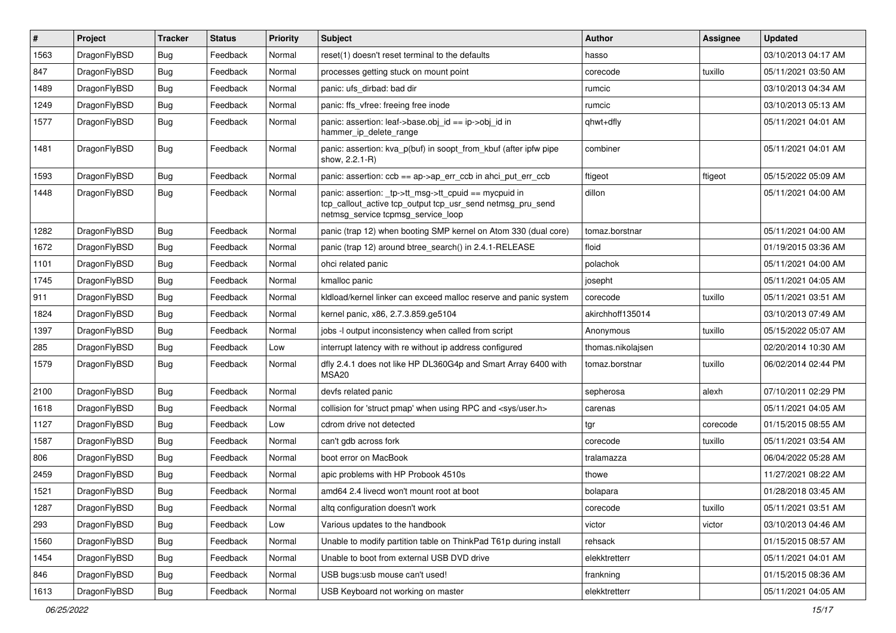| # | Project | Tracker | Status | Priority | Subject | Author | Assignee | Updated |
|---|---|---|---|---|---|---|---|---|
| 1563 | DragonFlyBSD | Bug | Feedback | Normal | reset(1) doesn't reset terminal to the defaults | hasso | | 03/10/2013 04:17 AM |
| 847 | DragonFlyBSD | Bug | Feedback | Normal | processes getting stuck on mount point | corecode | tuxillo | 05/11/2021 03:50 AM |
| 1489 | DragonFlyBSD | Bug | Feedback | Normal | panic: ufs_dirbad: bad dir | rumcic | | 03/10/2013 04:34 AM |
| 1249 | DragonFlyBSD | Bug | Feedback | Normal | panic: ffs_vfree: freeing free inode | rumcic | | 03/10/2013 05:13 AM |
| 1577 | DragonFlyBSD | Bug | Feedback | Normal | panic: assertion: leaf->base.obj_id == ip->obj_id in hammer_ip_delete_range | qhwt+dfly | | 05/11/2021 04:01 AM |
| 1481 | DragonFlyBSD | Bug | Feedback | Normal | panic: assertion: kva_p(buf) in soopt_from_kbuf (after ipfw pipe show, 2.2.1-R) | combiner | | 05/11/2021 04:01 AM |
| 1593 | DragonFlyBSD | Bug | Feedback | Normal | panic: assertion: ccb == ap->ap_err_ccb in ahci_put_err_ccb | ftigeot | ftigeot | 05/15/2022 05:09 AM |
| 1448 | DragonFlyBSD | Bug | Feedback | Normal | panic: assertion: _tp->tt_msg->tt_cpuid == mycpuid in tcp_callout_active tcp_output tcp_usr_send netmsg_pru_send netmsg_service tcpmsg_service_loop | dillon | | 05/11/2021 04:00 AM |
| 1282 | DragonFlyBSD | Bug | Feedback | Normal | panic (trap 12) when booting SMP kernel on Atom 330 (dual core) | tomaz.borstnar | | 05/11/2021 04:00 AM |
| 1672 | DragonFlyBSD | Bug | Feedback | Normal | panic (trap 12) around btree_search() in 2.4.1-RELEASE | floid | | 01/19/2015 03:36 AM |
| 1101 | DragonFlyBSD | Bug | Feedback | Normal | ohci related panic | polachok | | 05/11/2021 04:00 AM |
| 1745 | DragonFlyBSD | Bug | Feedback | Normal | kmalloc panic | josepht | | 05/11/2021 04:05 AM |
| 911 | DragonFlyBSD | Bug | Feedback | Normal | kldload/kernel linker can exceed malloc reserve and panic system | corecode | tuxillo | 05/11/2021 03:51 AM |
| 1824 | DragonFlyBSD | Bug | Feedback | Normal | kernel panic, x86, 2.7.3.859.ge5104 | akirchhoff135014 | | 03/10/2013 07:49 AM |
| 1397 | DragonFlyBSD | Bug | Feedback | Normal | jobs -l output inconsistency when called from script | Anonymous | tuxillo | 05/15/2022 05:07 AM |
| 285 | DragonFlyBSD | Bug | Feedback | Low | interrupt latency with re without ip address configured | thomas.nikolajsen | | 02/20/2014 10:30 AM |
| 1579 | DragonFlyBSD | Bug | Feedback | Normal | dfly 2.4.1 does not like HP DL360G4p and Smart Array 6400 with MSA20 | tomaz.borstnar | tuxillo | 06/02/2014 02:44 PM |
| 2100 | DragonFlyBSD | Bug | Feedback | Normal | devfs related panic | sepherosa | alexh | 07/10/2011 02:29 PM |
| 1618 | DragonFlyBSD | Bug | Feedback | Normal | collision for 'struct pmap' when using RPC and <sys/user.h> | carenas | | 05/11/2021 04:05 AM |
| 1127 | DragonFlyBSD | Bug | Feedback | Low | cdrom drive not detected | tgr | corecode | 01/15/2015 08:55 AM |
| 1587 | DragonFlyBSD | Bug | Feedback | Normal | can't gdb across fork | corecode | tuxillo | 05/11/2021 03:54 AM |
| 806 | DragonFlyBSD | Bug | Feedback | Normal | boot error on MacBook | tralamazza | | 06/04/2022 05:28 AM |
| 2459 | DragonFlyBSD | Bug | Feedback | Normal | apic problems with HP Probook 4510s | thowe | | 11/27/2021 08:22 AM |
| 1521 | DragonFlyBSD | Bug | Feedback | Normal | amd64 2.4 livecd won't mount root at boot | bolapara | | 01/28/2018 03:45 AM |
| 1287 | DragonFlyBSD | Bug | Feedback | Normal | altq configuration doesn't work | corecode | tuxillo | 05/11/2021 03:51 AM |
| 293 | DragonFlyBSD | Bug | Feedback | Low | Various updates to the handbook | victor | victor | 03/10/2013 04:46 AM |
| 1560 | DragonFlyBSD | Bug | Feedback | Normal | Unable to modify partition table on ThinkPad T61p during install | rehsack | | 01/15/2015 08:57 AM |
| 1454 | DragonFlyBSD | Bug | Feedback | Normal | Unable to boot from external USB DVD drive | elekktretterr | | 05/11/2021 04:01 AM |
| 846 | DragonFlyBSD | Bug | Feedback | Normal | USB bugs:usb mouse can't used! | frankning | | 01/15/2015 08:36 AM |
| 1613 | DragonFlyBSD | Bug | Feedback | Normal | USB Keyboard not working on master | elekktretterr | | 05/11/2021 04:05 AM |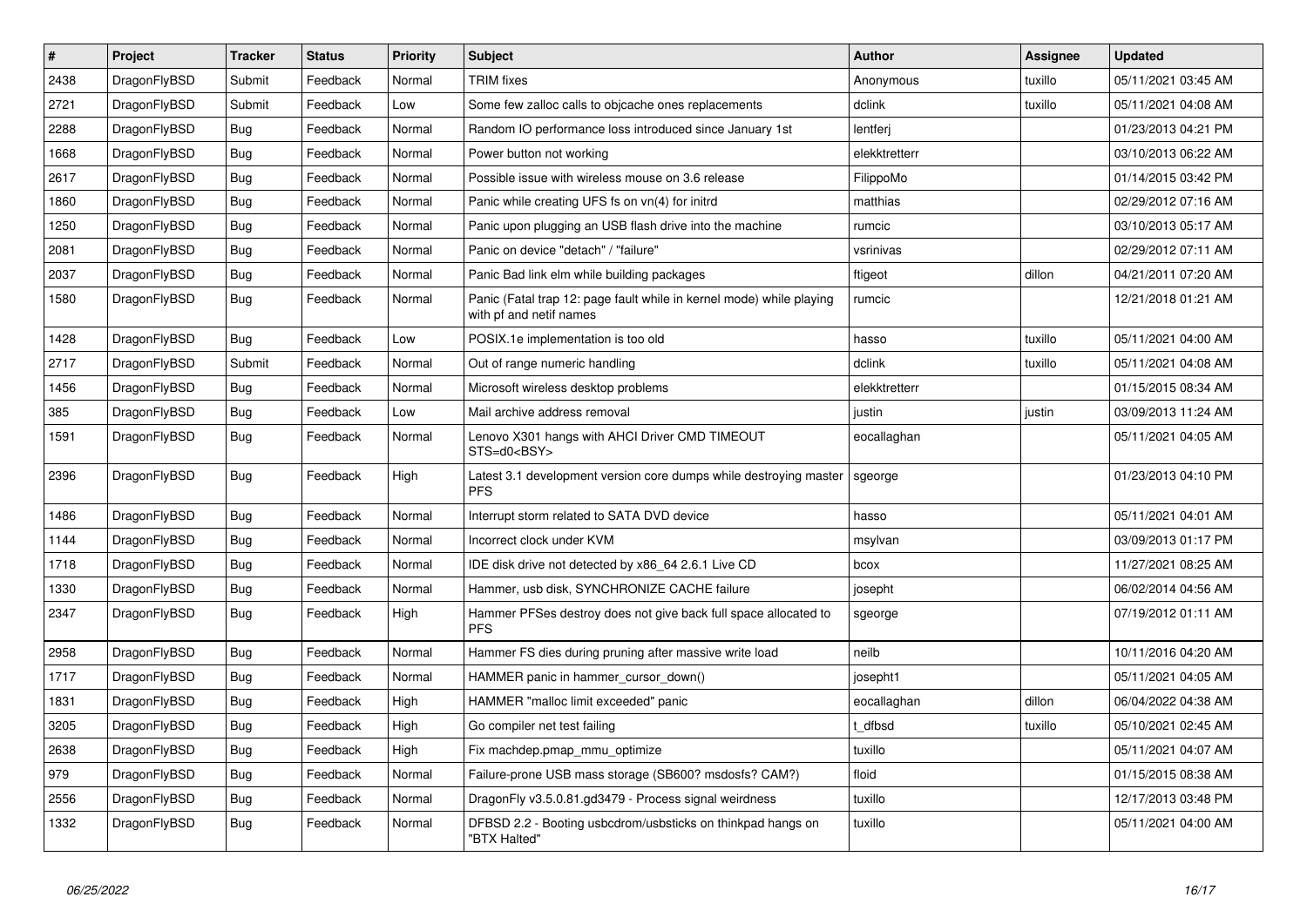| # | Project | Tracker | Status | Priority | Subject | Author | Assignee | Updated |
|---|---|---|---|---|---|---|---|---|
| 2438 | DragonFlyBSD | Submit | Feedback | Normal | TRIM fixes | Anonymous | tuxillo | 05/11/2021 03:45 AM |
| 2721 | DragonFlyBSD | Submit | Feedback | Low | Some few zalloc calls to objcache ones replacements | dclink | tuxillo | 05/11/2021 04:08 AM |
| 2288 | DragonFlyBSD | Bug | Feedback | Normal | Random IO performance loss introduced since January 1st | lentferj | | 01/23/2013 04:21 PM |
| 1668 | DragonFlyBSD | Bug | Feedback | Normal | Power button not working | elekktretterr | | 03/10/2013 06:22 AM |
| 2617 | DragonFlyBSD | Bug | Feedback | Normal | Possible issue with wireless mouse on 3.6 release | FilippoMo | | 01/14/2015 03:42 PM |
| 1860 | DragonFlyBSD | Bug | Feedback | Normal | Panic while creating UFS fs on vn(4) for initrd | matthias | | 02/29/2012 07:16 AM |
| 1250 | DragonFlyBSD | Bug | Feedback | Normal | Panic upon plugging an USB flash drive into the machine | rumcic | | 03/10/2013 05:17 AM |
| 2081 | DragonFlyBSD | Bug | Feedback | Normal | Panic on device "detach" / "failure" | vsrinivas | | 02/29/2012 07:11 AM |
| 2037 | DragonFlyBSD | Bug | Feedback | Normal | Panic Bad link elm while building packages | ftigeot | dillon | 04/21/2011 07:20 AM |
| 1580 | DragonFlyBSD | Bug | Feedback | Normal | Panic (Fatal trap 12: page fault while in kernel mode) while playing with pf and netif names | rumcic | | 12/21/2018 01:21 AM |
| 1428 | DragonFlyBSD | Bug | Feedback | Low | POSIX.1e implementation is too old | hasso | tuxillo | 05/11/2021 04:00 AM |
| 2717 | DragonFlyBSD | Submit | Feedback | Normal | Out of range numeric handling | dclink | tuxillo | 05/11/2021 04:08 AM |
| 1456 | DragonFlyBSD | Bug | Feedback | Normal | Microsoft wireless desktop problems | elekktretterr | | 01/15/2015 08:34 AM |
| 385 | DragonFlyBSD | Bug | Feedback | Low | Mail archive address removal | justin | justin | 03/09/2013 11:24 AM |
| 1591 | DragonFlyBSD | Bug | Feedback | Normal | Lenovo X301 hangs with AHCI Driver CMD TIMEOUT STS=d0<BSY> | eocallaghan | | 05/11/2021 04:05 AM |
| 2396 | DragonFlyBSD | Bug | Feedback | High | Latest 3.1 development version core dumps while destroying master PFS | sgeorge | | 01/23/2013 04:10 PM |
| 1486 | DragonFlyBSD | Bug | Feedback | Normal | Interrupt storm related to SATA DVD device | hasso | | 05/11/2021 04:01 AM |
| 1144 | DragonFlyBSD | Bug | Feedback | Normal | Incorrect clock under KVM | msylvan | | 03/09/2013 01:17 PM |
| 1718 | DragonFlyBSD | Bug | Feedback | Normal | IDE disk drive not detected by x86_64 2.6.1 Live CD | bcox | | 11/27/2021 08:25 AM |
| 1330 | DragonFlyBSD | Bug | Feedback | Normal | Hammer, usb disk, SYNCHRONIZE CACHE failure | josepht | | 06/02/2014 04:56 AM |
| 2347 | DragonFlyBSD | Bug | Feedback | High | Hammer PFSes destroy does not give back full space allocated to PFS | sgeorge | | 07/19/2012 01:11 AM |
| 2958 | DragonFlyBSD | Bug | Feedback | Normal | Hammer FS dies during pruning after massive write load | neilb | | 10/11/2016 04:20 AM |
| 1717 | DragonFlyBSD | Bug | Feedback | Normal | HAMMER panic in hammer_cursor_down() | josepht1 | | 05/11/2021 04:05 AM |
| 1831 | DragonFlyBSD | Bug | Feedback | High | HAMMER "malloc limit exceeded" panic | eocallaghan | dillon | 06/04/2022 04:38 AM |
| 3205 | DragonFlyBSD | Bug | Feedback | High | Go compiler net test failing | t_dfbsd | tuxillo | 05/10/2021 02:45 AM |
| 2638 | DragonFlyBSD | Bug | Feedback | High | Fix machdep.pmap_mmu_optimize | tuxillo | | 05/11/2021 04:07 AM |
| 979 | DragonFlyBSD | Bug | Feedback | Normal | Failure-prone USB mass storage (SB600? msdosfs? CAM?) | floid | | 01/15/2015 08:38 AM |
| 2556 | DragonFlyBSD | Bug | Feedback | Normal | DragonFly v3.5.0.81.gd3479 - Process signal weirdness | tuxillo | | 12/17/2013 03:48 PM |
| 1332 | DragonFlyBSD | Bug | Feedback | Normal | DFBSD 2.2 - Booting usbcdrom/usbsticks on thinkpad hangs on "BTX Halted" | tuxillo | | 05/11/2021 04:00 AM |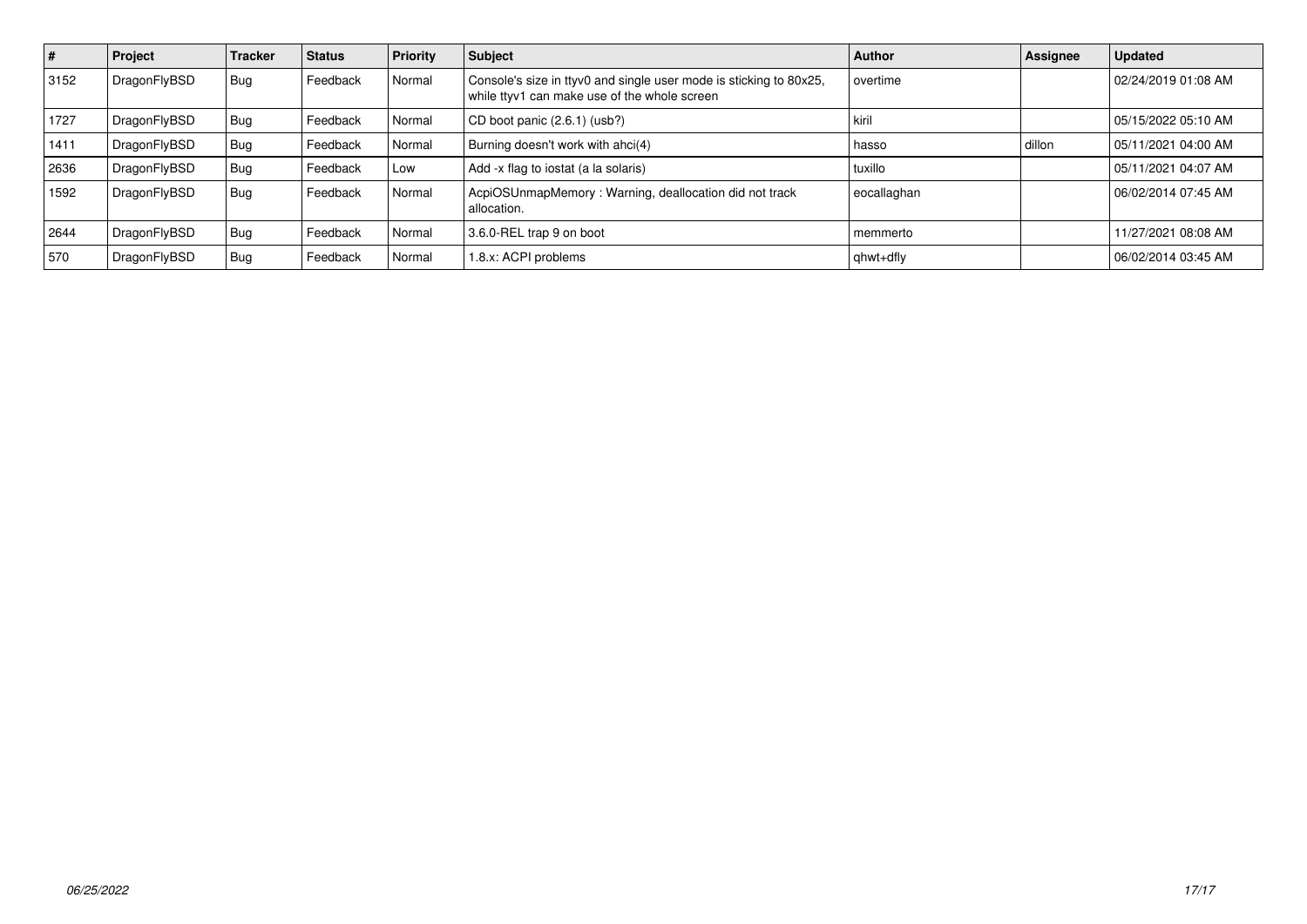| # | Project | Tracker | Status | Priority | Subject | Author | Assignee | Updated |
|---|---|---|---|---|---|---|---|---|
| 3152 | DragonFlyBSD | Bug | Feedback | Normal | Console's size in ttyv0 and single user mode is sticking to 80x25, while ttyv1 can make use of the whole screen | overtime | | 02/24/2019 01:08 AM |
| 1727 | DragonFlyBSD | Bug | Feedback | Normal | CD boot panic (2.6.1) (usb?) | kiril | | 05/15/2022 05:10 AM |
| 1411 | DragonFlyBSD | Bug | Feedback | Normal | Burning doesn't work with ahci(4) | hasso | dillon | 05/11/2021 04:00 AM |
| 2636 | DragonFlyBSD | Bug | Feedback | Low | Add -x flag to iostat (a la solaris) | tuxillo | | 05/11/2021 04:07 AM |
| 1592 | DragonFlyBSD | Bug | Feedback | Normal | AcpiOSUnmapMemory : Warning, deallocation did not track allocation. | eocallaghan | | 06/02/2014 07:45 AM |
| 2644 | DragonFlyBSD | Bug | Feedback | Normal | 3.6.0-REL trap 9 on boot | memmerto | | 11/27/2021 08:08 AM |
| 570 | DragonFlyBSD | Bug | Feedback | Normal | 1.8.x: ACPI problems | qhwt+dfly | | 06/02/2014 03:45 AM |